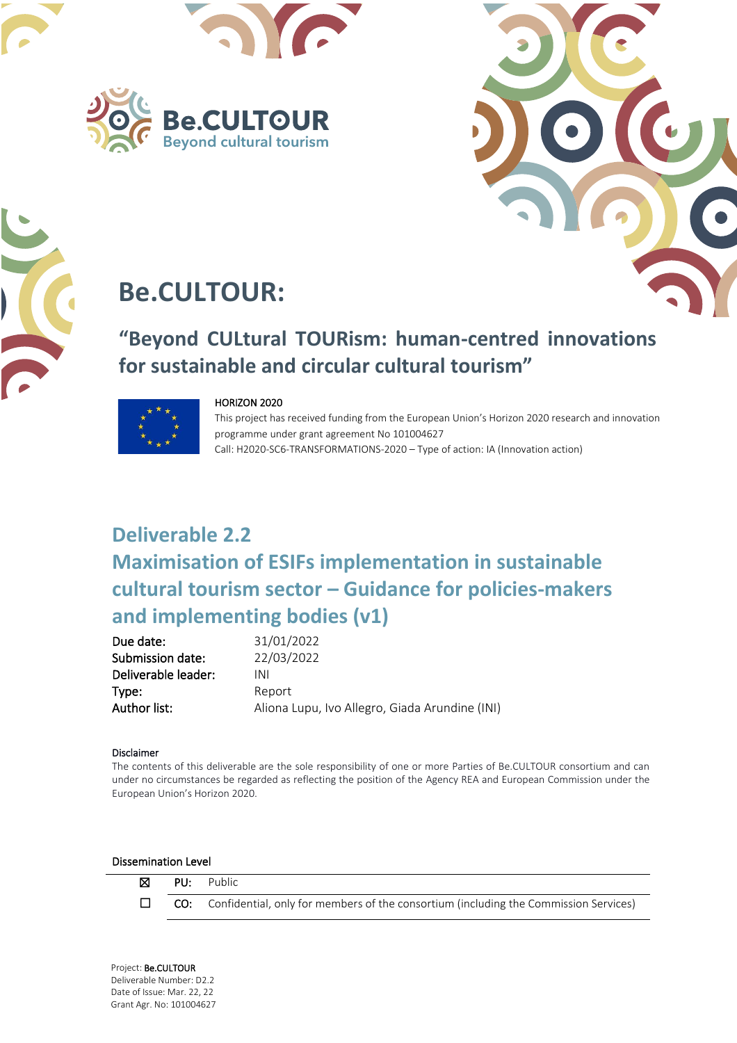Be.CULTOUR
Beyond cultural tourism

# Be.CULTOUR:

## "Beyond CULtural TOURism: human-centred innovations for sustainable and circular cultural tourism"

HORIZON 2020
This project has received funding from the European Union's Horizon 2020 research and innovation programme under grant agreement No 101004627
Call: H2020-SC6-TRANSFORMATIONS-2020 – Type of action: IA (Innovation action)

# Deliverable 2.2
# Maximisation of ESIFs implementation in sustainable cultural tourism sector – Guidance for policies-makers and implementing bodies (v1)

| | |
|---|---|
| **Due date:** | 31/01/2022 |
| **Submission date:** | 22/03/2022 |
| **Deliverable leader:** | INI |
| **Type:** | Report |
| **Author list:** | Aliona Lupu, Ivo Allegro, Giada Arundine (INI) |

**Disclaimer**
The contents of this deliverable are the sole responsibility of one or more Parties of Be.CULTOUR consortium and can under no circumstances be regarded as reflecting the position of the Agency REA and European Commission under the European Union's Horizon 2020.

**Dissemination Level**

| | | |
|---|---|---|
| ☒ | **PU:** | Public |
| ☐ | **CO:** | Confidential, only for members of the consortium (including the Commission Services) |

Project: **Be.CULTOUR**
Deliverable Number: D2.2
Date of Issue: Mar. 22, 22
Grant Agr. No: 101004627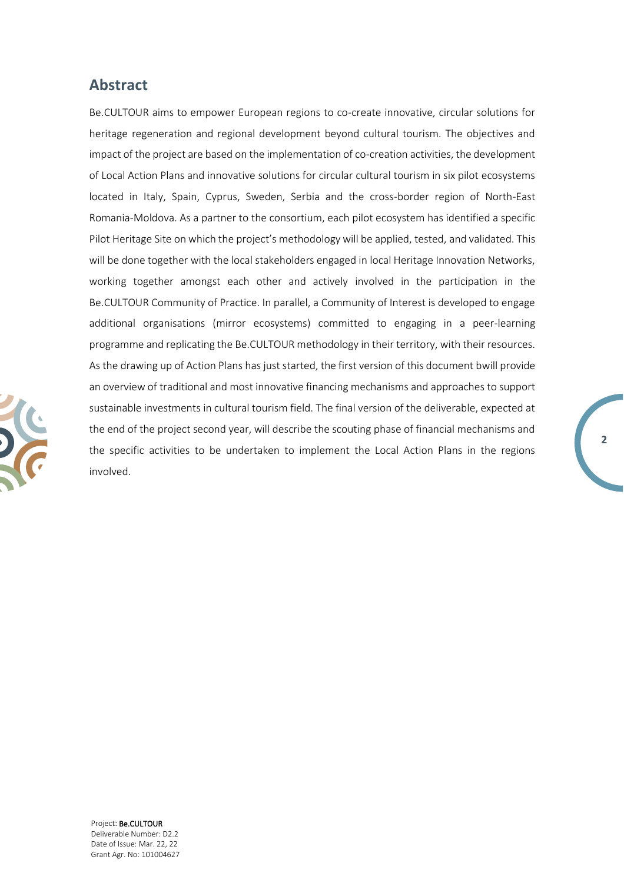## Abstract

Be.CULTOUR aims to empower European regions to co-create innovative, circular solutions for heritage regeneration and regional development beyond cultural tourism. The objectives and impact of the project are based on the implementation of co-creation activities, the development of Local Action Plans and innovative solutions for circular cultural tourism in six pilot ecosystems located in Italy, Spain, Cyprus, Sweden, Serbia and the cross-border region of North-East Romania-Moldova. As a partner to the consortium, each pilot ecosystem has identified a specific Pilot Heritage Site on which the project's methodology will be applied, tested, and validated. This will be done together with the local stakeholders engaged in local Heritage Innovation Networks, working together amongst each other and actively involved in the participation in the Be.CULTOUR Community of Practice. In parallel, a Community of Interest is developed to engage additional organisations (mirror ecosystems) committed to engaging in a peer-learning programme and replicating the Be.CULTOUR methodology in their territory, with their resources. As the drawing up of Action Plans has just started, the first version of this document bwill provide an overview of traditional and most innovative financing mechanisms and approaches to support sustainable investments in cultural tourism field. The final version of the deliverable, expected at the end of the project second year, will describe the scouting phase of financial mechanisms and the specific activities to be undertaken to implement the Local Action Plans in the regions involved.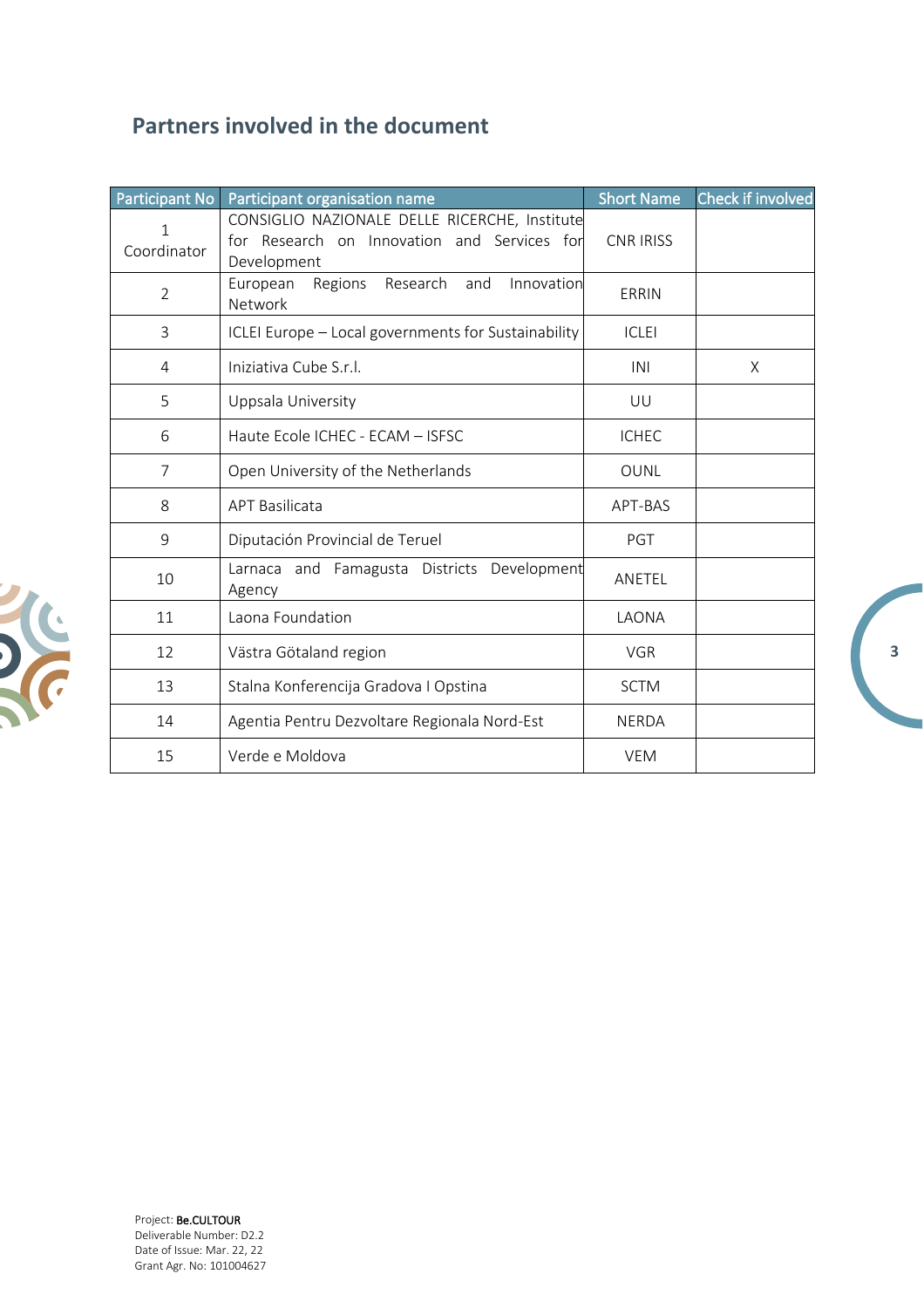## Partners involved in the document

| Participant No | Participant organisation name | Short Name | Check if involved |
|---|---|---|---|
| 1 Coordinator | CONSIGLIO NAZIONALE DELLE RICERCHE, Institute for Research on Innovation and Services for Development | CNR IRISS | |
| 2 | European Regions Research and Innovation Network | ERRIN | |
| 3 | ICLEI Europe – Local governments for Sustainability | ICLEI | |
| 4 | Iniziativa Cube S.r.l. | INI | X |
| 5 | Uppsala University | UU | |
| 6 | Haute Ecole ICHEC - ECAM – ISFSC | ICHEC | |
| 7 | Open University of the Netherlands | OUNL | |
| 8 | APT Basilicata | APT-BAS | |
| 9 | Diputación Provincial de Teruel | PGT | |
| 10 | Larnaca and Famagusta Districts Development Agency | ANETEL | |
| 11 | Laona Foundation | LAONA | |
| 12 | Västra Götaland region | VGR | |
| 13 | Stalna Konferencija Gradova I Opstina | SCTM | |
| 14 | Agentia Pentru Dezvoltare Regionala Nord-Est | NERDA | |
| 15 | Verde e Moldova | VEM | |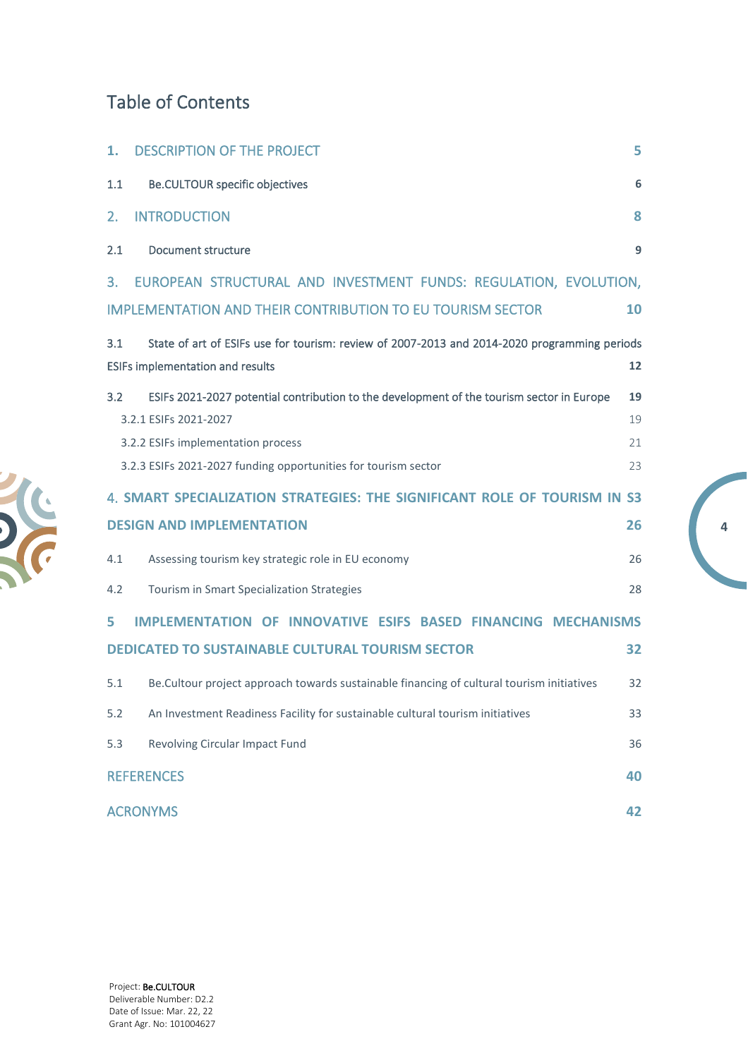# Table of Contents

**1. DESCRIPTION OF THE PROJECT** 5

1.1 Be.CULTOUR specific objectives 6

**2. INTRODUCTION** 8

2.1 Document structure 9

**3. EUROPEAN STRUCTURAL AND INVESTMENT FUNDS: REGULATION, EVOLUTION, IMPLEMENTATION AND THEIR CONTRIBUTION TO EU TOURISM SECTOR** 10

3.1 State of art of ESIFs use for tourism: review of 2007-2013 and 2014-2020 programming periods ESIFs implementation and results 12

3.2 ESIFs 2021-2027 potential contribution to the development of the tourism sector in Europe 19

3.2.1 ESIFs 2021-2027 19

3.2.2 ESIFs implementation process 21

3.2.3 ESIFs 2021-2027 funding opportunities for tourism sector 23

**4. SMART SPECIALIZATION STRATEGIES: THE SIGNIFICANT ROLE OF TOURISM IN S3 DESIGN AND IMPLEMENTATION** 26

4.1 Assessing tourism key strategic role in EU economy 26

4.2 Tourism in Smart Specialization Strategies 28

**5 IMPLEMENTATION OF INNOVATIVE ESIFS BASED FINANCING MECHANISMS DEDICATED TO SUSTAINABLE CULTURAL TOURISM SECTOR** 32

5.1 Be.Cultour project approach towards sustainable financing of cultural tourism initiatives 32

5.2 An Investment Readiness Facility for sustainable cultural tourism initiatives 33

5.3 Revolving Circular Impact Fund 36

**REFERENCES** 40

**ACRONYMS** 42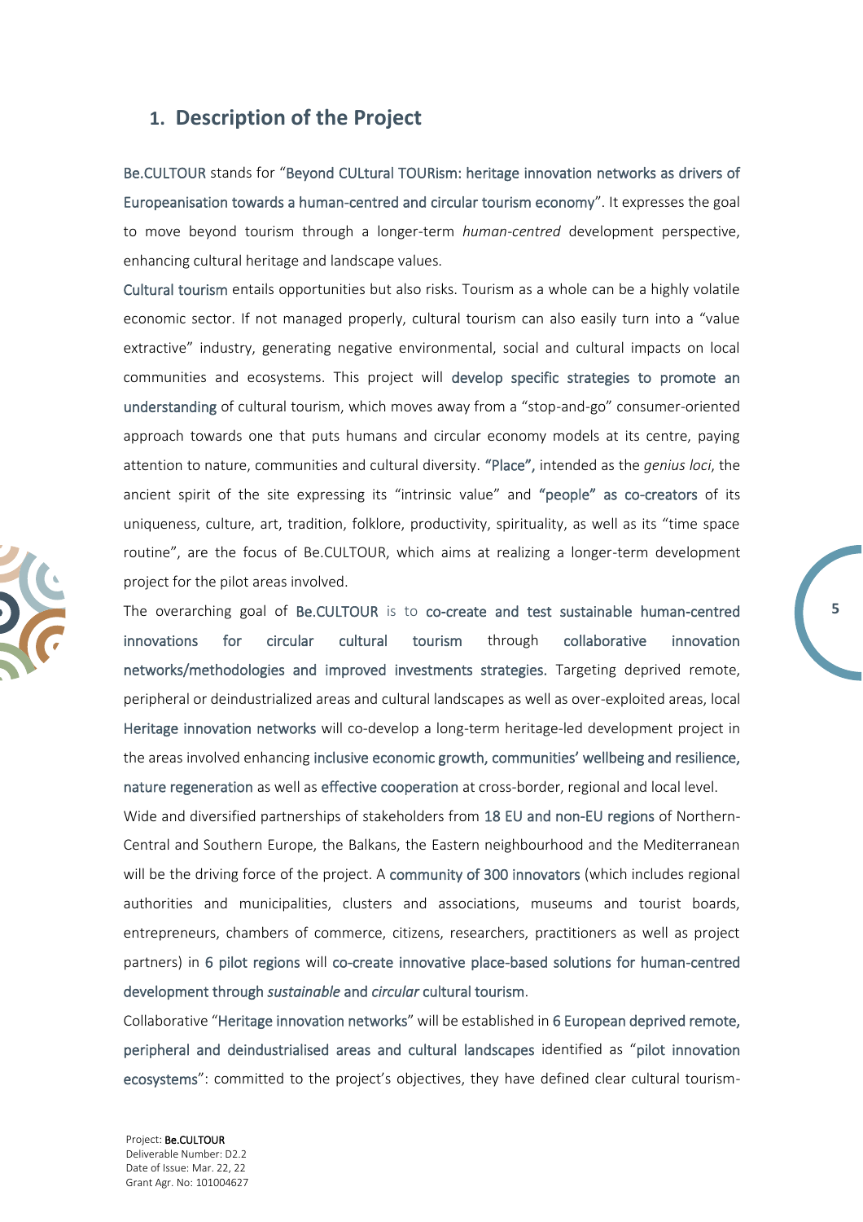## 1. Description of the Project

Be.CULTOUR stands for "Beyond CULtural TOURism: heritage innovation networks as drivers of Europeanisation towards a human-centred and circular tourism economy". It expresses the goal to move beyond tourism through a longer-term *human-centred* development perspective, enhancing cultural heritage and landscape values.

Cultural tourism entails opportunities but also risks. Tourism as a whole can be a highly volatile economic sector. If not managed properly, cultural tourism can also easily turn into a "value extractive" industry, generating negative environmental, social and cultural impacts on local communities and ecosystems. This project will develop specific strategies to promote an understanding of cultural tourism, which moves away from a "stop-and-go" consumer-oriented approach towards one that puts humans and circular economy models at its centre, paying attention to nature, communities and cultural diversity. "Place", intended as the *genius loci*, the ancient spirit of the site expressing its "intrinsic value" and "people" as co-creators of its uniqueness, culture, art, tradition, folklore, productivity, spirituality, as well as its "time space routine", are the focus of Be.CULTOUR, which aims at realizing a longer-term development project for the pilot areas involved.

The overarching goal of Be.CULTOUR is to co-create and test sustainable human-centred innovations for circular cultural tourism through collaborative innovation networks/methodologies and improved investments strategies. Targeting deprived remote, peripheral or deindustrialized areas and cultural landscapes as well as over-exploited areas, local Heritage innovation networks will co-develop a long-term heritage-led development project in the areas involved enhancing inclusive economic growth, communities' wellbeing and resilience, nature regeneration as well as effective cooperation at cross-border, regional and local level.

Wide and diversified partnerships of stakeholders from 18 EU and non-EU regions of Northern-Central and Southern Europe, the Balkans, the Eastern neighbourhood and the Mediterranean will be the driving force of the project. A community of 300 innovators (which includes regional authorities and municipalities, clusters and associations, museums and tourist boards, entrepreneurs, chambers of commerce, citizens, researchers, practitioners as well as project partners) in 6 pilot regions will co-create innovative place-based solutions for human-centred development through *sustainable* and *circular* cultural tourism.

Collaborative "Heritage innovation networks" will be established in 6 European deprived remote, peripheral and deindustrialised areas and cultural landscapes identified as "pilot innovation ecosystems": committed to the project's objectives, they have defined clear cultural tourism-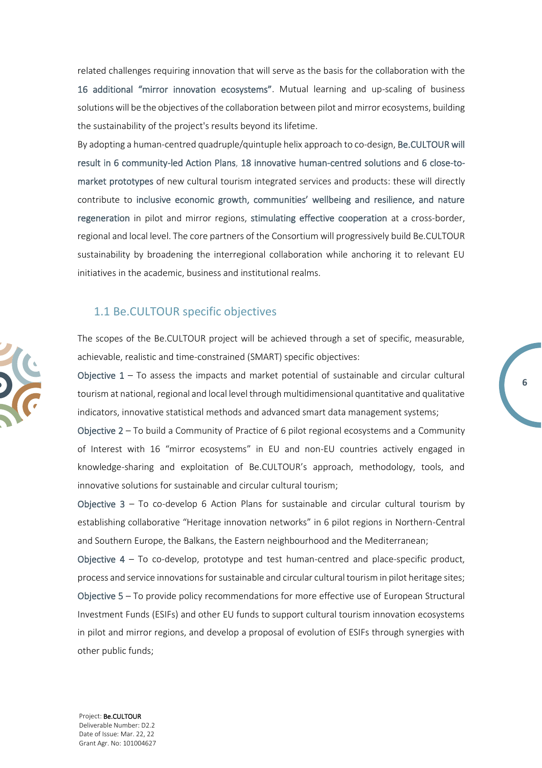related challenges requiring innovation that will serve as the basis for the collaboration with the 16 additional "mirror innovation ecosystems". Mutual learning and up-scaling of business solutions will be the objectives of the collaboration between pilot and mirror ecosystems, building the sustainability of the project's results beyond its lifetime.

By adopting a human-centred quadruple/quintuple helix approach to co-design, Be.CULTOUR will result in 6 community-led Action Plans, 18 innovative human-centred solutions and 6 close-to-market prototypes of new cultural tourism integrated services and products: these will directly contribute to inclusive economic growth, communities' wellbeing and resilience, and nature regeneration in pilot and mirror regions, stimulating effective cooperation at a cross-border, regional and local level. The core partners of the Consortium will progressively build Be.CULTOUR sustainability by broadening the interregional collaboration while anchoring it to relevant EU initiatives in the academic, business and institutional realms.

## 1.1 Be.CULTOUR specific objectives

The scopes of the Be.CULTOUR project will be achieved through a set of specific, measurable, achievable, realistic and time-constrained (SMART) specific objectives:

Objective 1 – To assess the impacts and market potential of sustainable and circular cultural tourism at national, regional and local level through multidimensional quantitative and qualitative indicators, innovative statistical methods and advanced smart data management systems;

Objective 2 – To build a Community of Practice of 6 pilot regional ecosystems and a Community of Interest with 16 "mirror ecosystems" in EU and non-EU countries actively engaged in knowledge-sharing and exploitation of Be.CULTOUR's approach, methodology, tools, and innovative solutions for sustainable and circular cultural tourism;

Objective 3 – To co-develop 6 Action Plans for sustainable and circular cultural tourism by establishing collaborative "Heritage innovation networks" in 6 pilot regions in Northern-Central and Southern Europe, the Balkans, the Eastern neighbourhood and the Mediterranean;

Objective 4 – To co-develop, prototype and test human-centred and place-specific product, process and service innovations for sustainable and circular cultural tourism in pilot heritage sites;

Objective 5 – To provide policy recommendations for more effective use of European Structural Investment Funds (ESIFs) and other EU funds to support cultural tourism innovation ecosystems in pilot and mirror regions, and develop a proposal of evolution of ESIFs through synergies with other public funds;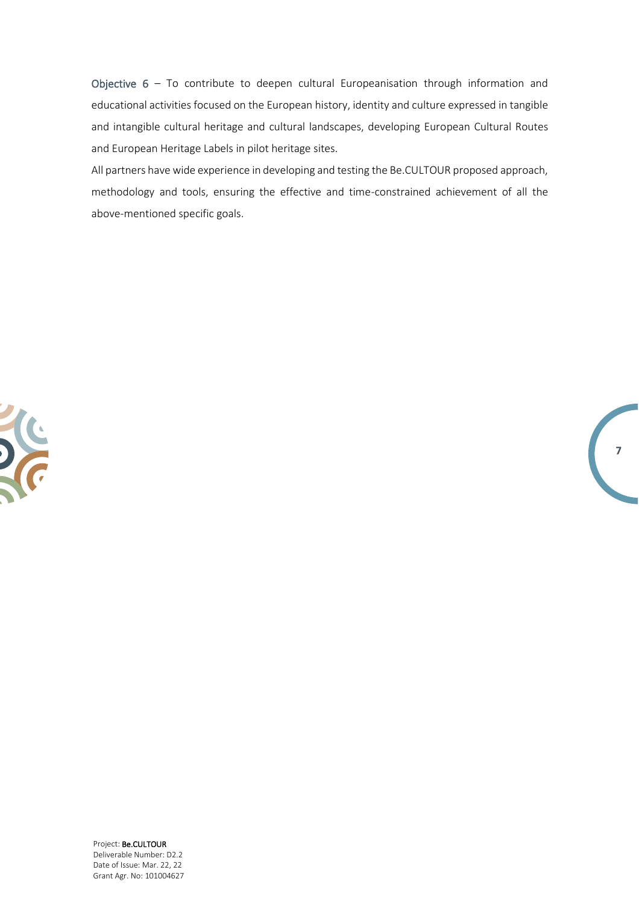**Objective 6** – To contribute to deepen cultural Europeanisation through information and educational activities focused on the European history, identity and culture expressed in tangible and intangible cultural heritage and cultural landscapes, developing European Cultural Routes and European Heritage Labels in pilot heritage sites.

All partners have wide experience in developing and testing the Be.CULTOUR proposed approach, methodology and tools, ensuring the effective and time-constrained achievement of all the above-mentioned specific goals.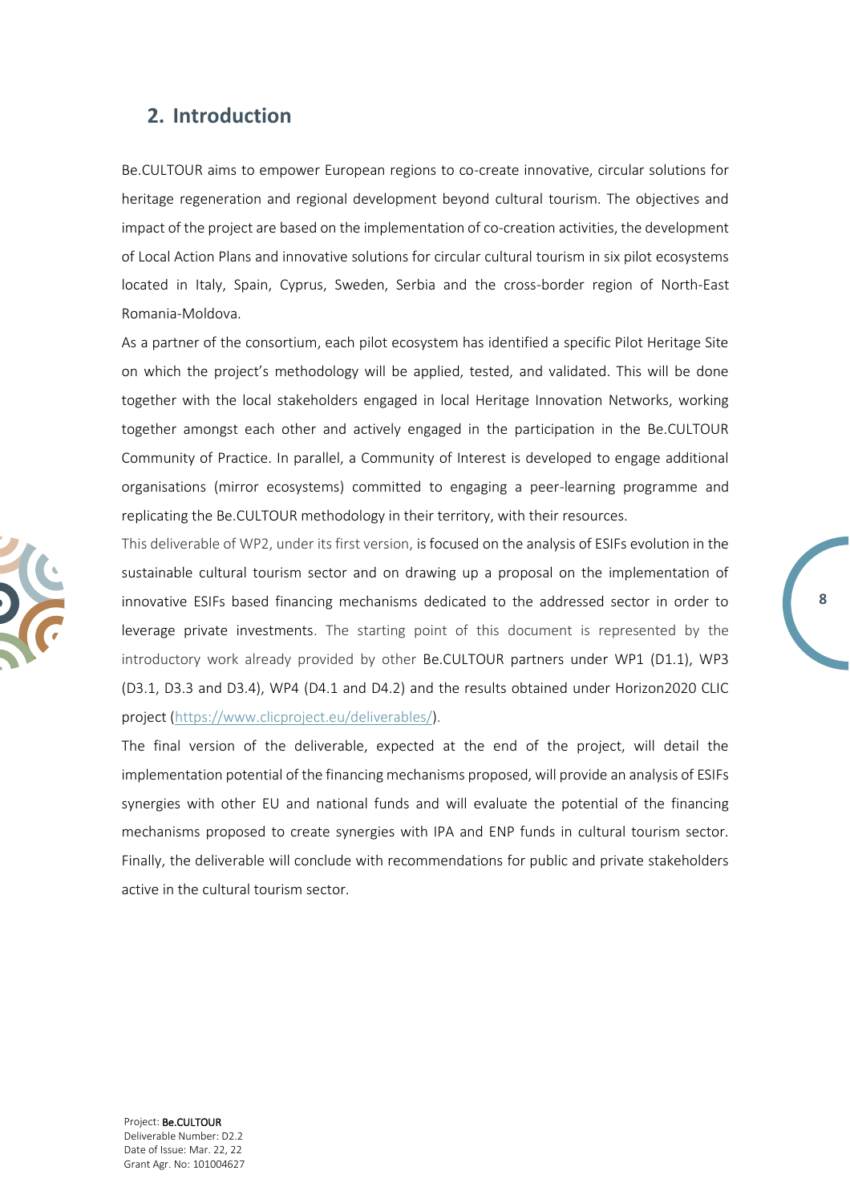## 2. Introduction

Be.CULTOUR aims to empower European regions to co-create innovative, circular solutions for heritage regeneration and regional development beyond cultural tourism. The objectives and impact of the project are based on the implementation of co-creation activities, the development of Local Action Plans and innovative solutions for circular cultural tourism in six pilot ecosystems located in Italy, Spain, Cyprus, Sweden, Serbia and the cross-border region of North-East Romania-Moldova.

As a partner of the consortium, each pilot ecosystem has identified a specific Pilot Heritage Site on which the project's methodology will be applied, tested, and validated. This will be done together with the local stakeholders engaged in local Heritage Innovation Networks, working together amongst each other and actively engaged in the participation in the Be.CULTOUR Community of Practice. In parallel, a Community of Interest is developed to engage additional organisations (mirror ecosystems) committed to engaging a peer-learning programme and replicating the Be.CULTOUR methodology in their territory, with their resources.

This deliverable of WP2, under its first version, is focused on the analysis of ESIFs evolution in the sustainable cultural tourism sector and on drawing up a proposal on the implementation of innovative ESIFs based financing mechanisms dedicated to the addressed sector in order to leverage private investments. The starting point of this document is represented by the introductory work already provided by other Be.CULTOUR partners under WP1 (D1.1), WP3 (D3.1, D3.3 and D3.4), WP4 (D4.1 and D4.2) and the results obtained under Horizon2020 CLIC project (https://www.clicproject.eu/deliverables/).

The final version of the deliverable, expected at the end of the project, will detail the implementation potential of the financing mechanisms proposed, will provide an analysis of ESIFs synergies with other EU and national funds and will evaluate the potential of the financing mechanisms proposed to create synergies with IPA and ENP funds in cultural tourism sector. Finally, the deliverable will conclude with recommendations for public and private stakeholders active in the cultural tourism sector.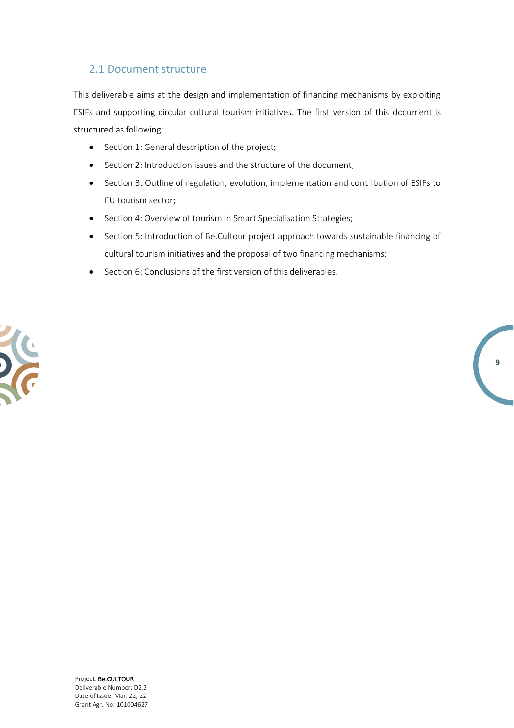## 2.1 Document structure

This deliverable aims at the design and implementation of financing mechanisms by exploiting ESIFs and supporting circular cultural tourism initiatives. The first version of this document is structured as following:

- Section 1: General description of the project;
- Section 2: Introduction issues and the structure of the document;
- Section 3: Outline of regulation, evolution, implementation and contribution of ESIFs to EU tourism sector;
- Section 4: Overview of tourism in Smart Specialisation Strategies;
- Section 5: Introduction of Be.Cultour project approach towards sustainable financing of cultural tourism initiatives and the proposal of two financing mechanisms;
- Section 6: Conclusions of the first version of this deliverables.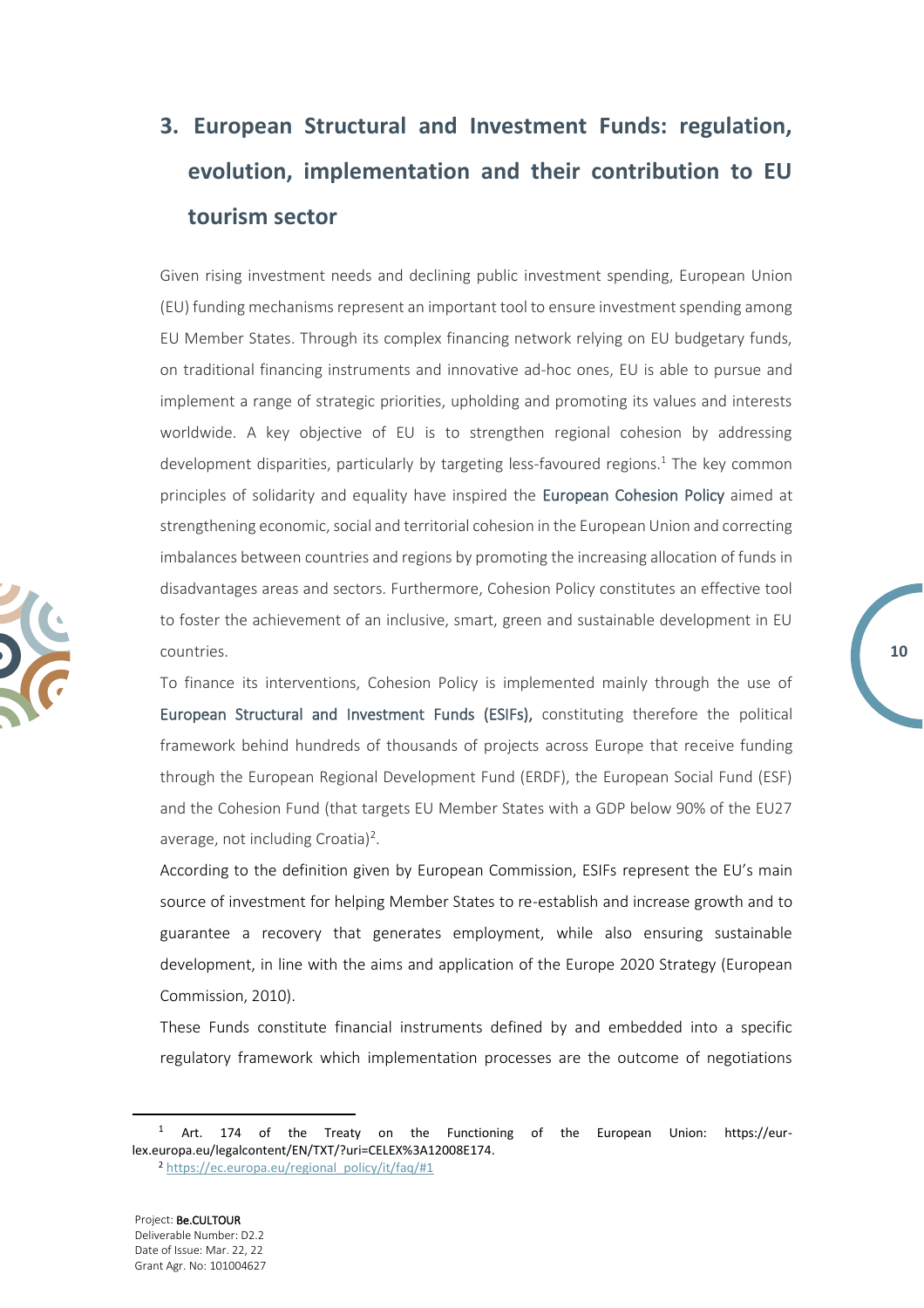# 3. European Structural and Investment Funds: regulation, evolution, implementation and their contribution to EU tourism sector

Given rising investment needs and declining public investment spending, European Union (EU) funding mechanisms represent an important tool to ensure investment spending among EU Member States. Through its complex financing network relying on EU budgetary funds, on traditional financing instruments and innovative ad-hoc ones, EU is able to pursue and implement a range of strategic priorities, upholding and promoting its values and interests worldwide. A key objective of EU is to strengthen regional cohesion by addressing development disparities, particularly by targeting less-favoured regions.[1] The key common principles of solidarity and equality have inspired the European Cohesion Policy aimed at strengthening economic, social and territorial cohesion in the European Union and correcting imbalances between countries and regions by promoting the increasing allocation of funds in disadvantages areas and sectors. Furthermore, Cohesion Policy constitutes an effective tool to foster the achievement of an inclusive, smart, green and sustainable development in EU countries.

To finance its interventions, Cohesion Policy is implemented mainly through the use of European Structural and Investment Funds (ESIFs), constituting therefore the political framework behind hundreds of thousands of projects across Europe that receive funding through the European Regional Development Fund (ERDF), the European Social Fund (ESF) and the Cohesion Fund (that targets EU Member States with a GDP below 90% of the EU27 average, not including Croatia)[2].

According to the definition given by European Commission, ESIFs represent the EU's main source of investment for helping Member States to re-establish and increase growth and to guarantee a recovery that generates employment, while also ensuring sustainable development, in line with the aims and application of the Europe 2020 Strategy (European Commission, 2010).

These Funds constitute financial instruments defined by and embedded into a specific regulatory framework which implementation processes are the outcome of negotiations

---

[1] Art. 174 of the Treaty on the Functioning of the European Union: https://eur-lex.europa.eu/legalcontent/EN/TXT/?uri=CELEX%3A12008E174.

[2] https://ec.europa.eu/regional_policy/it/faq/#1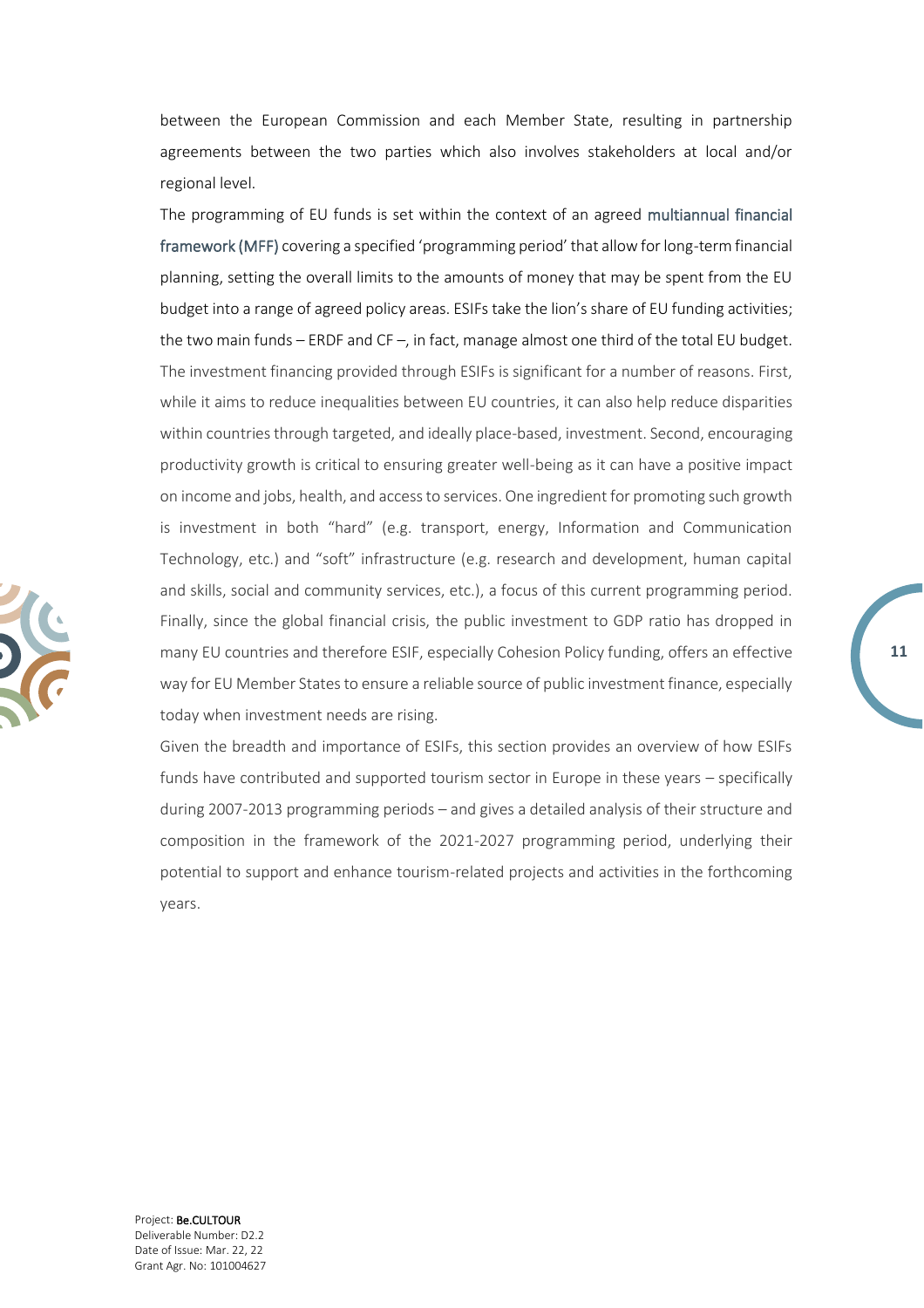between the European Commission and each Member State, resulting in partnership agreements between the two parties which also involves stakeholders at local and/or regional level.

The programming of EU funds is set within the context of an agreed multiannual financial framework (MFF) covering a specified 'programming period' that allow for long-term financial planning, setting the overall limits to the amounts of money that may be spent from the EU budget into a range of agreed policy areas. ESIFs take the lion's share of EU funding activities; the two main funds – ERDF and CF –, in fact, manage almost one third of the total EU budget. The investment financing provided through ESIFs is significant for a number of reasons. First, while it aims to reduce inequalities between EU countries, it can also help reduce disparities within countries through targeted, and ideally place-based, investment. Second, encouraging productivity growth is critical to ensuring greater well-being as it can have a positive impact on income and jobs, health, and access to services. One ingredient for promoting such growth is investment in both "hard" (e.g. transport, energy, Information and Communication Technology, etc.) and "soft" infrastructure (e.g. research and development, human capital and skills, social and community services, etc.), a focus of this current programming period. Finally, since the global financial crisis, the public investment to GDP ratio has dropped in many EU countries and therefore ESIF, especially Cohesion Policy funding, offers an effective way for EU Member States to ensure a reliable source of public investment finance, especially today when investment needs are rising.

Given the breadth and importance of ESIFs, this section provides an overview of how ESIFs funds have contributed and supported tourism sector in Europe in these years – specifically during 2007-2013 programming periods – and gives a detailed analysis of their structure and composition in the framework of the 2021-2027 programming period, underlying their potential to support and enhance tourism-related projects and activities in the forthcoming years.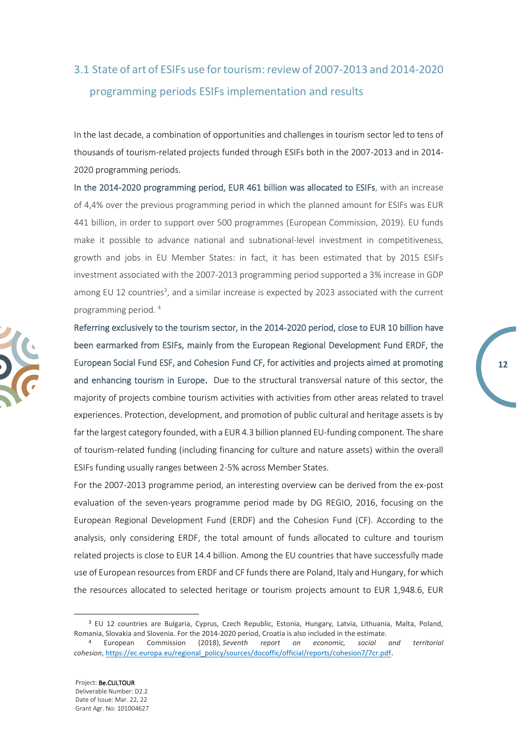## 3.1 State of art of ESIFs use for tourism: review of 2007-2013 and 2014-2020 programming periods ESIFs implementation and results

In the last decade, a combination of opportunities and challenges in tourism sector led to tens of thousands of tourism-related projects funded through ESIFs both in the 2007-2013 and in 2014-2020 programming periods.

**In the 2014-2020 programming period, EUR 461 billion was allocated to ESIFs**, with an increase of 4,4% over the previous programming period in which the planned amount for ESIFs was EUR 441 billion, in order to support over 500 programmes (European Commission, 2019). EU funds make it possible to advance national and subnational-level investment in competitiveness, growth and jobs in EU Member States: in fact, it has been estimated that by 2015 ESIFs investment associated with the 2007-2013 programming period supported a 3% increase in GDP among EU 12 countries[3], and a similar increase is expected by 2023 associated with the current programming period. [4]

**Referring exclusively to the tourism sector, in the 2014-2020 period, close to EUR 10 billion have been earmarked from ESIFs, mainly from the European Regional Development Fund ERDF, the European Social Fund ESF, and Cohesion Fund CF, for activities and projects aimed at promoting and enhancing tourism in Europe.** Due to the structural transversal nature of this sector, the majority of projects combine tourism activities with activities from other areas related to travel experiences. Protection, development, and promotion of public cultural and heritage assets is by far the largest category founded, with a EUR 4.3 billion planned EU-funding component. The share of tourism-related funding (including financing for culture and nature assets) within the overall ESIFs funding usually ranges between 2-5% across Member States.

For the 2007-2013 programme period, an interesting overview can be derived from the ex-post evaluation of the seven-years programme period made by DG REGIO, 2016, focusing on the European Regional Development Fund (ERDF) and the Cohesion Fund (CF). According to the analysis, only considering ERDF, the total amount of funds allocated to culture and tourism related projects is close to EUR 14.4 billion. Among the EU countries that have successfully made use of European resources from ERDF and CF funds there are Poland, Italy and Hungary, for which the resources allocated to selected heritage or tourism projects amount to EUR 1,948.6, EUR

---

[3] EU 12 countries are Bulgaria, Cyprus, Czech Republic, Estonia, Hungary, Latvia, Lithuania, Malta, Poland, Romania, Slovakia and Slovenia. For the 2014-2020 period, Croatia is also included in the estimate.

[4] European Commission (2018), *Seventh report on economic, social and territorial cohesion*, https://ec.europa.eu/regional_policy/sources/docoffic/official/reports/cohesion7/7cr.pdf.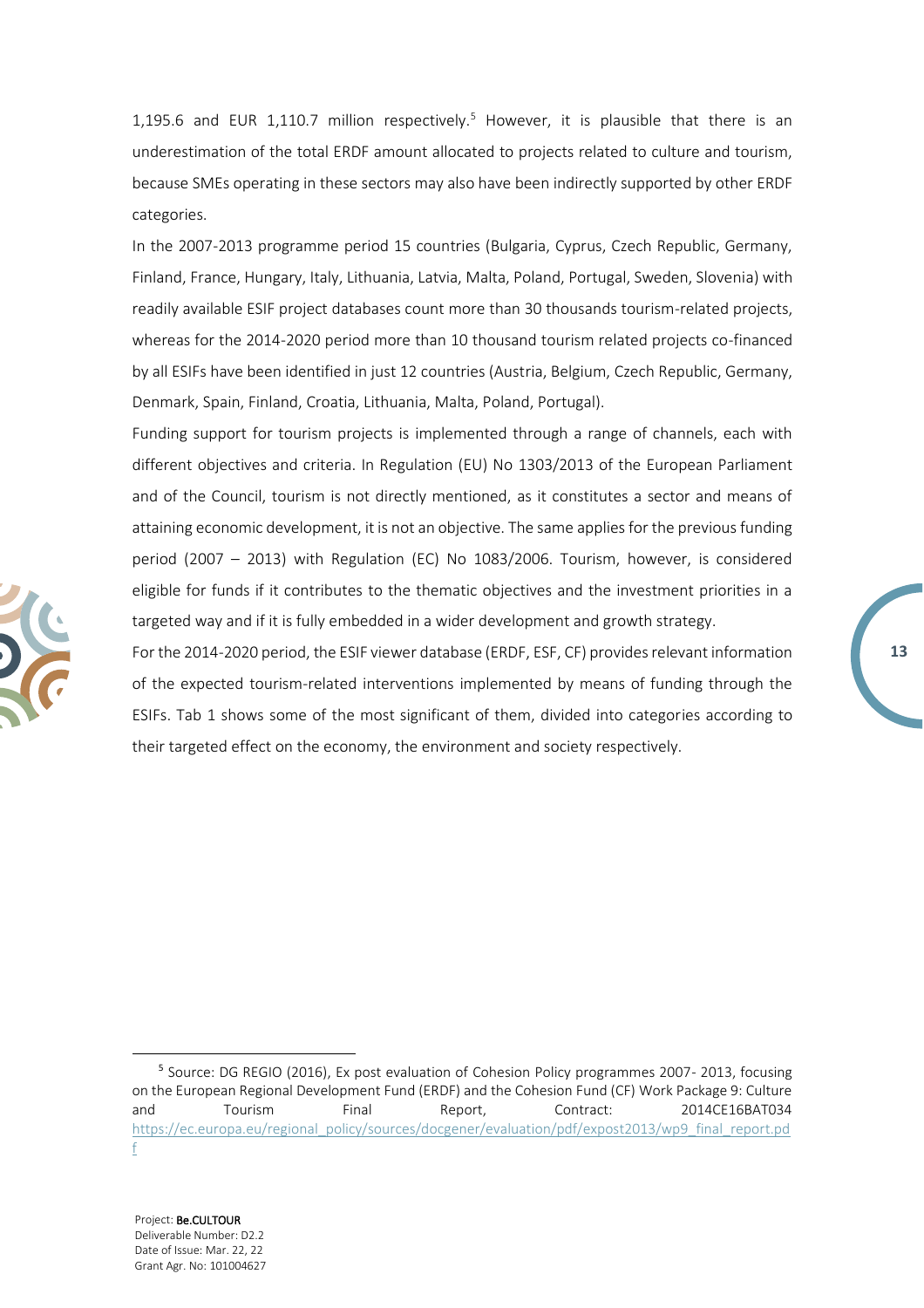1,195.6 and EUR 1,110.7 million respectively.[5] However, it is plausible that there is an underestimation of the total ERDF amount allocated to projects related to culture and tourism, because SMEs operating in these sectors may also have been indirectly supported by other ERDF categories.

In the 2007-2013 programme period 15 countries (Bulgaria, Cyprus, Czech Republic, Germany, Finland, France, Hungary, Italy, Lithuania, Latvia, Malta, Poland, Portugal, Sweden, Slovenia) with readily available ESIF project databases count more than 30 thousands tourism-related projects, whereas for the 2014-2020 period more than 10 thousand tourism related projects co-financed by all ESIFs have been identified in just 12 countries (Austria, Belgium, Czech Republic, Germany, Denmark, Spain, Finland, Croatia, Lithuania, Malta, Poland, Portugal).

Funding support for tourism projects is implemented through a range of channels, each with different objectives and criteria. In Regulation (EU) No 1303/2013 of the European Parliament and of the Council, tourism is not directly mentioned, as it constitutes a sector and means of attaining economic development, it is not an objective. The same applies for the previous funding period (2007 – 2013) with Regulation (EC) No 1083/2006. Tourism, however, is considered eligible for funds if it contributes to the thematic objectives and the investment priorities in a targeted way and if it is fully embedded in a wider development and growth strategy.

For the 2014-2020 period, the ESIF viewer database (ERDF, ESF, CF) provides relevant information of the expected tourism-related interventions implemented by means of funding through the ESIFs. Tab 1 shows some of the most significant of them, divided into categories according to their targeted effect on the economy, the environment and society respectively.

[5] Source: DG REGIO (2016), Ex post evaluation of Cohesion Policy programmes 2007- 2013, focusing on the European Regional Development Fund (ERDF) and the Cohesion Fund (CF) Work Package 9: Culture and Tourism Final Report, Contract: 2014CE16BAT034 https://ec.europa.eu/regional_policy/sources/docgener/evaluation/pdf/expost2013/wp9_final_report.pdf

Project: **Be.CULTOUR**
Deliverable Number: D2.2
Date of Issue: Mar. 22, 22
Grant Agr. No: 101004627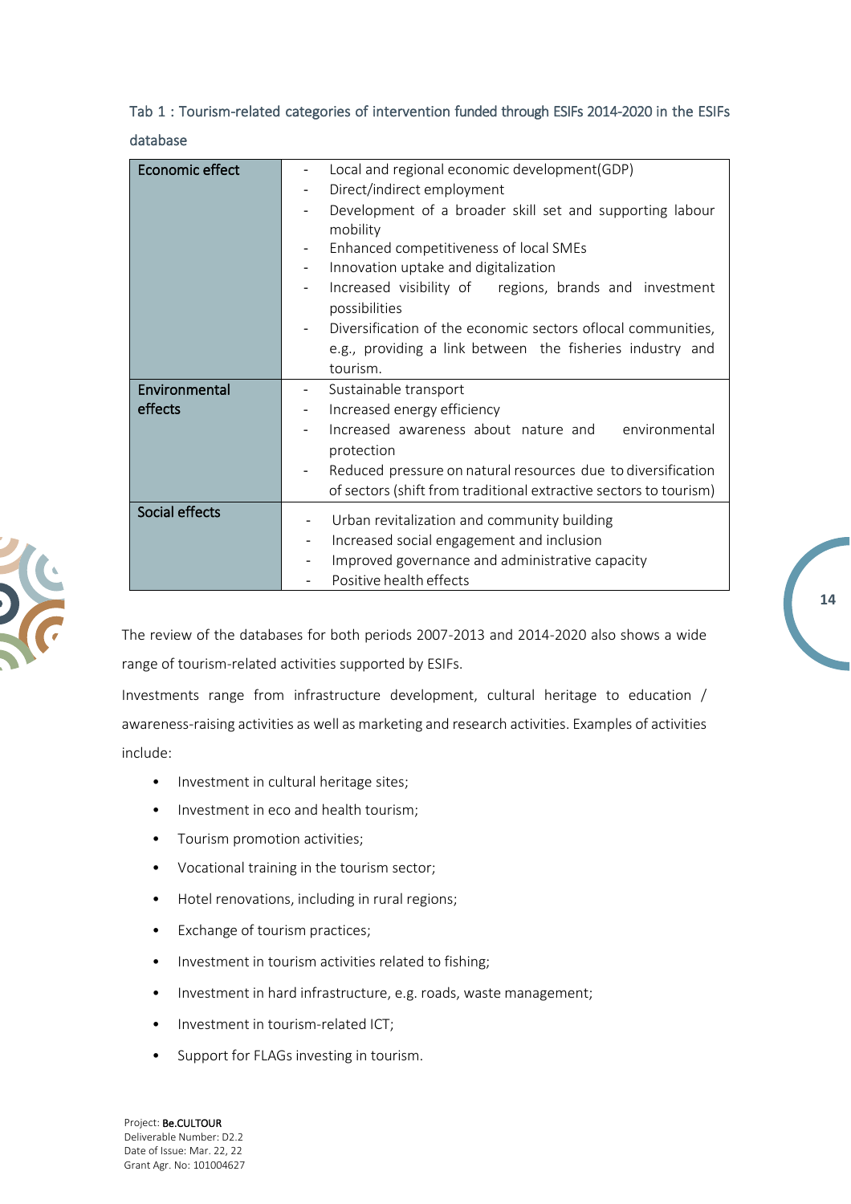Tab 1 : Tourism-related categories of intervention funded through ESIFs 2014-2020 in the ESIFs database

| | |
|---|---|
| Economic effect | - Local and regional economic development(GDP)<br>- Direct/indirect employment<br>- Development of a broader skill set and supporting labour mobility<br>- Enhanced competitiveness of local SMEs<br>- Innovation uptake and digitalization<br>- Increased visibility of regions, brands and investment possibilities<br>- Diversification of the economic sectors oflocal communities, e.g., providing a link between the fisheries industry and tourism. |
| Environmental effects | - Sustainable transport<br>- Increased energy efficiency<br>- Increased awareness about nature and environmental protection<br>- Reduced pressure on natural resources due to diversification of sectors (shift from traditional extractive sectors to tourism) |
| Social effects | - Urban revitalization and community building<br>- Increased social engagement and inclusion<br>- Improved governance and administrative capacity<br>- Positive health effects |

The review of the databases for both periods 2007-2013 and 2014-2020 also shows a wide range of tourism-related activities supported by ESIFs.

Investments range from infrastructure development, cultural heritage to education / awareness-raising activities as well as marketing and research activities. Examples of activities include:

- Investment in cultural heritage sites;
- Investment in eco and health tourism;
- Tourism promotion activities;
- Vocational training in the tourism sector;
- Hotel renovations, including in rural regions;
- Exchange of tourism practices;
- Investment in tourism activities related to fishing;
- Investment in hard infrastructure, e.g. roads, waste management;
- Investment in tourism-related ICT;
- Support for FLAGs investing in tourism.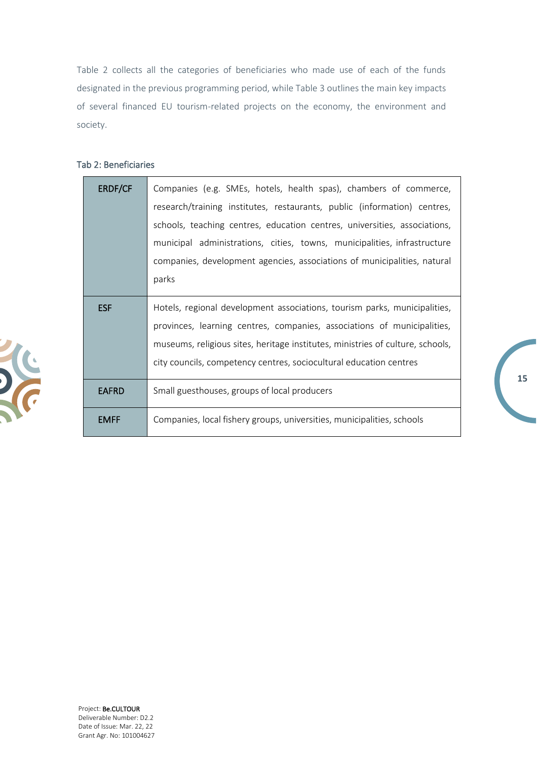Table 2 collects all the categories of beneficiaries who made use of each of the funds designated in the previous programming period, while Table 3 outlines the main key impacts of several financed EU tourism-related projects on the economy, the environment and society.

Tab 2: Beneficiaries

| | |
|---|---|
| ERDF/CF | Companies (e.g. SMEs, hotels, health spas), chambers of commerce, research/training institutes, restaurants, public (information) centres, schools, teaching centres, education centres, universities, associations, municipal administrations, cities, towns, municipalities, infrastructure companies, development agencies, associations of municipalities, natural parks |
| ESF | Hotels, regional development associations, tourism parks, municipalities, provinces, learning centres, companies, associations of municipalities, museums, religious sites, heritage institutes, ministries of culture, schools, city councils, competency centres, sociocultural education centres |
| EAFRD | Small guesthouses, groups of local producers |
| EMFF | Companies, local fishery groups, universities, municipalities, schools |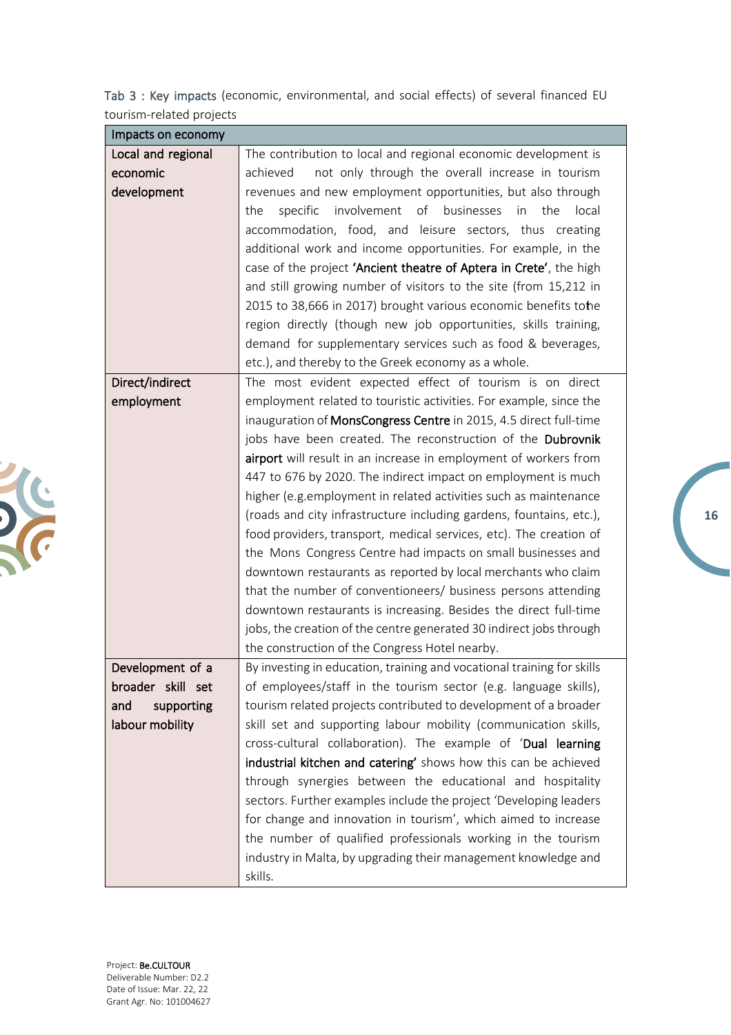Tab 3 : Key impacts (economic, environmental, and social effects) of several financed EU tourism-related projects

| Impacts on economy | |
|---|---|
| **Local and regional economic development** | The contribution to local and regional economic development is achieved not only through the overall increase in tourism revenues and new employment opportunities, but also through the specific involvement of businesses in the local accommodation, food, and leisure sectors, thus creating additional work and income opportunities. For example, in the case of the project **'Ancient theatre of Aptera in Crete'**, the high and still growing number of visitors to the site (from 15,212 in 2015 to 38,666 in 2017) brought various economic benefits tothe region directly (though new job opportunities, skills training, demand for supplementary services such as food & beverages, etc.), and thereby to the Greek economy as a whole. |
| **Direct/indirect employment** | The most evident expected effect of tourism is on direct employment related to touristic activities. For example, since the inauguration of **MonsCongress Centre** in 2015, 4.5 direct full-time jobs have been created. The reconstruction of the **Dubrovnik airport** will result in an increase in employment of workers from 447 to 676 by 2020. The indirect impact on employment is much higher (e.g.employment in related activities such as maintenance (roads and city infrastructure including gardens, fountains, etc.), food providers, transport, medical services, etc). The creation of the Mons Congress Centre had impacts on small businesses and downtown restaurants as reported by local merchants who claim that the number of conventioneers/ business persons attending downtown restaurants is increasing. Besides the direct full-time jobs, the creation of the centre generated 30 indirect jobs through the construction of the Congress Hotel nearby. |
| **Development of a broader skill set and supporting labour mobility** | By investing in education, training and vocational training for skills of employees/staff in the tourism sector (e.g. language skills), tourism related projects contributed to development of a broader skill set and supporting labour mobility (communication skills, cross-cultural collaboration). The example of '**Dual learning industrial kitchen and catering'** shows how this can be achieved through synergies between the educational and hospitality sectors. Further examples include the project 'Developing leaders for change and innovation in tourism', which aimed to increase the number of qualified professionals working in the tourism industry in Malta, by upgrading their management knowledge and skills. |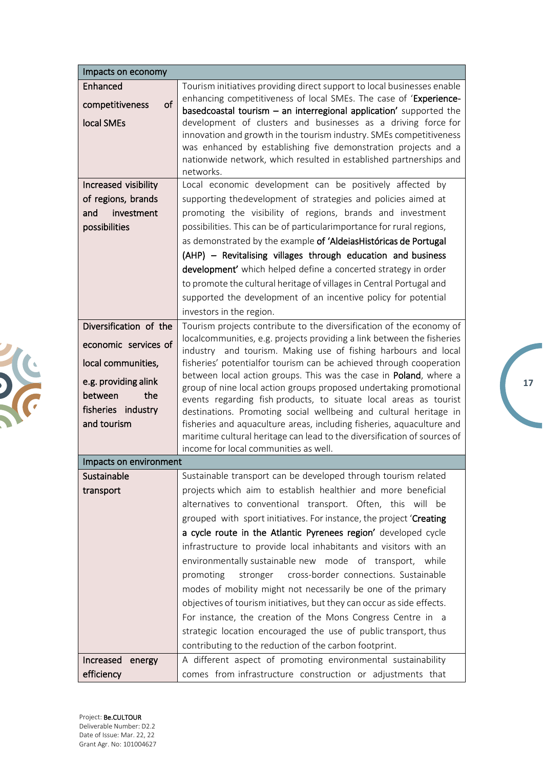| Impacts on economy | |
|---|---|
| **Enhanced competitiveness of local SMEs** | Tourism initiatives providing direct support to local businesses enable enhancing competitiveness of local SMEs. The case of '**Experience-basedcoastal tourism – an interregional application'** supported the development of clusters and businesses as a driving force for innovation and growth in the tourism industry. SMEs competitiveness was enhanced by establishing five demonstration projects and a nationwide network, which resulted in established partnerships and networks. |
| **Increased visibility of regions, brands and investment possibilities** | Local economic development can be positively affected by supporting thedevelopment of strategies and policies aimed at promoting the visibility of regions, brands and investment possibilities. This can be of particularimportance for rural regions, as demonstrated by the example **of 'AldeiasHistóricas de Portugal (AHP) – Revitalising villages through education and business development'** which helped define a concerted strategy in order to promote the cultural heritage of villages in Central Portugal and supported the development of an incentive policy for potential investors in the region. |
| **Diversification of the economic services of local communities, e.g. providing alink between the fisheries industry and tourism** | Tourism projects contribute to the diversification of the economy of localcommunities, e.g. projects providing a link between the fisheries industry and tourism. Making use of fishing harbours and local fisheries' potentialfor tourism can be achieved through cooperation between local action groups. This was the case in **Poland**, where a group of nine local action groups proposed undertaking promotional events regarding fish products, to situate local areas as tourist destinations. Promoting social wellbeing and cultural heritage in fisheries and aquaculture areas, including fisheries, aquaculture and maritime cultural heritage can lead to the diversification of sources of income for local communities as well. |
| **Impacts on environment** | |
| **Sustainable transport** | Sustainable transport can be developed through tourism related projects which aim to establish healthier and more beneficial alternatives to conventional transport. Often, this will be grouped with sport initiatives. For instance, the project '**Creating a cycle route in the Atlantic Pyrenees region'** developed cycle infrastructure to provide local inhabitants and visitors with an environmentally sustainable new mode of transport, while promoting stronger cross-border connections. Sustainable modes of mobility might not necessarily be one of the primary objectives of tourism initiatives, but they can occur as side effects. For instance, the creation of the Mons Congress Centre in a strategic location encouraged the use of public transport, thus contributing to the reduction of the carbon footprint. |
| **Increased energy efficiency** | A different aspect of promoting environmental sustainability comes from infrastructure construction or adjustments that |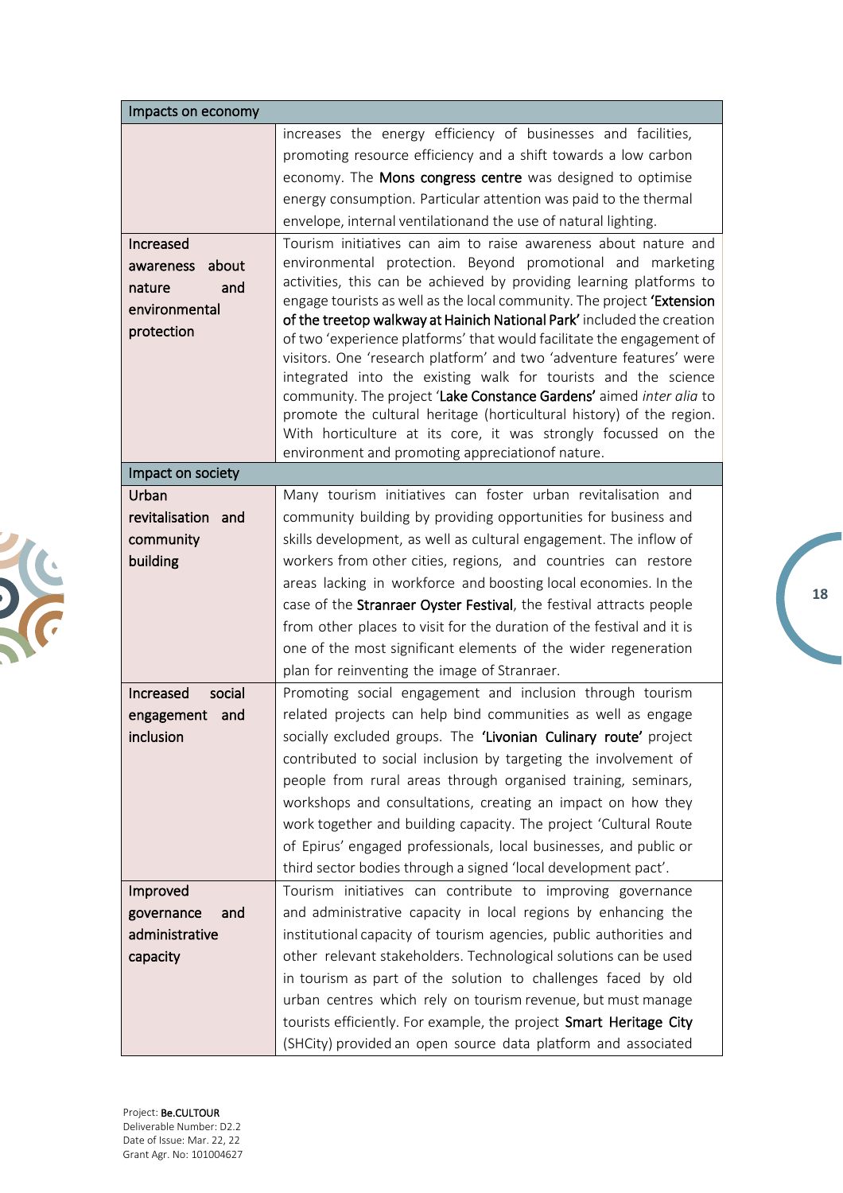| Impacts on economy | |
|---|---|
| | increases the energy efficiency of businesses and facilities, promoting resource efficiency and a shift towards a low carbon economy. The **Mons congress centre** was designed to optimise energy consumption. Particular attention was paid to the thermal envelope, internal ventilationand the use of natural lighting. |
| Increased awareness about nature and environmental protection | Tourism initiatives can aim to raise awareness about nature and environmental protection. Beyond promotional and marketing activities, this can be achieved by providing learning platforms to engage tourists as well as the local community. The project **'Extension of the treetop walkway at Hainich National Park'** included the creation of two 'experience platforms' that would facilitate the engagement of visitors. One 'research platform' and two 'adventure features' were integrated into the existing walk for tourists and the science community. The project '**Lake Constance Gardens'** aimed *inter alia* to promote the cultural heritage (horticultural history) of the region. With horticulture at its core, it was strongly focussed on the environment and promoting appreciationof nature. |
| **Impact on society** | |
| Urban revitalisation and community building | Many tourism initiatives can foster urban revitalisation and community building by providing opportunities for business and skills development, as well as cultural engagement. The inflow of workers from other cities, regions, and countries can restore areas lacking in workforce and boosting local economies. In the case of the **Stranraer Oyster Festival**, the festival attracts people from other places to visit for the duration of the festival and it is one of the most significant elements of the wider regeneration plan for reinventing the image of Stranraer. |
| Increased social engagement and inclusion | Promoting social engagement and inclusion through tourism related projects can help bind communities as well as engage socially excluded groups. The **'Livonian Culinary route'** project contributed to social inclusion by targeting the involvement of people from rural areas through organised training, seminars, workshops and consultations, creating an impact on how they work together and building capacity. The project 'Cultural Route of Epirus' engaged professionals, local businesses, and public or third sector bodies through a signed 'local development pact'. |
| Improved governance and administrative capacity | Tourism initiatives can contribute to improving governance and administrative capacity in local regions by enhancing the institutional capacity of tourism agencies, public authorities and other relevant stakeholders. Technological solutions can be used in tourism as part of the solution to challenges faced by old urban centres which rely on tourism revenue, but must manage tourists efficiently. For example, the project **Smart Heritage City** (SHCity) provided an open source data platform and associated |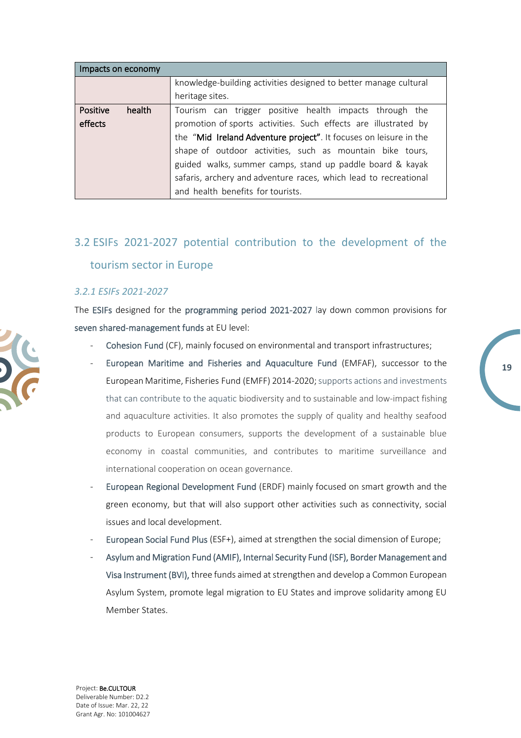| Impacts on economy | |
|---|---|
| | knowledge-building activities designed to better manage cultural heritage sites. |
| Positive health effects | Tourism can trigger positive health impacts through the promotion of sports activities. Such effects are illustrated by the "Mid Ireland Adventure project". It focuses on leisure in the shape of outdoor activities, such as mountain bike tours, guided walks, summer camps, stand up paddle board & kayak safaris, archery and adventure races, which lead to recreational and health benefits for tourists. |

## 3.2 ESIFs 2021-2027 potential contribution to the development of the tourism sector in Europe

### *3.2.1 ESIFs 2021-2027*

The ESIFs designed for the programming period 2021-2027 lay down common provisions for seven shared-management funds at EU level:

- Cohesion Fund (CF), mainly focused on environmental and transport infrastructures;
- European Maritime and Fisheries and Aquaculture Fund (EMFAF), successor to the European Maritime, Fisheries Fund (EMFF) 2014-2020; supports actions and investments that can contribute to the aquatic biodiversity and to sustainable and low-impact fishing and aquaculture activities. It also promotes the supply of quality and healthy seafood products to European consumers, supports the development of a sustainable blue economy in coastal communities, and contributes to maritime surveillance and international cooperation on ocean governance.
- European Regional Development Fund (ERDF) mainly focused on smart growth and the green economy, but that will also support other activities such as connectivity, social issues and local development.
- European Social Fund Plus (ESF+), aimed at strengthen the social dimension of Europe;
- Asylum and Migration Fund (AMIF), Internal Security Fund (ISF), Border Management and Visa Instrument (BVI), three funds aimed at strengthen and develop a Common European Asylum System, promote legal migration to EU States and improve solidarity among EU Member States.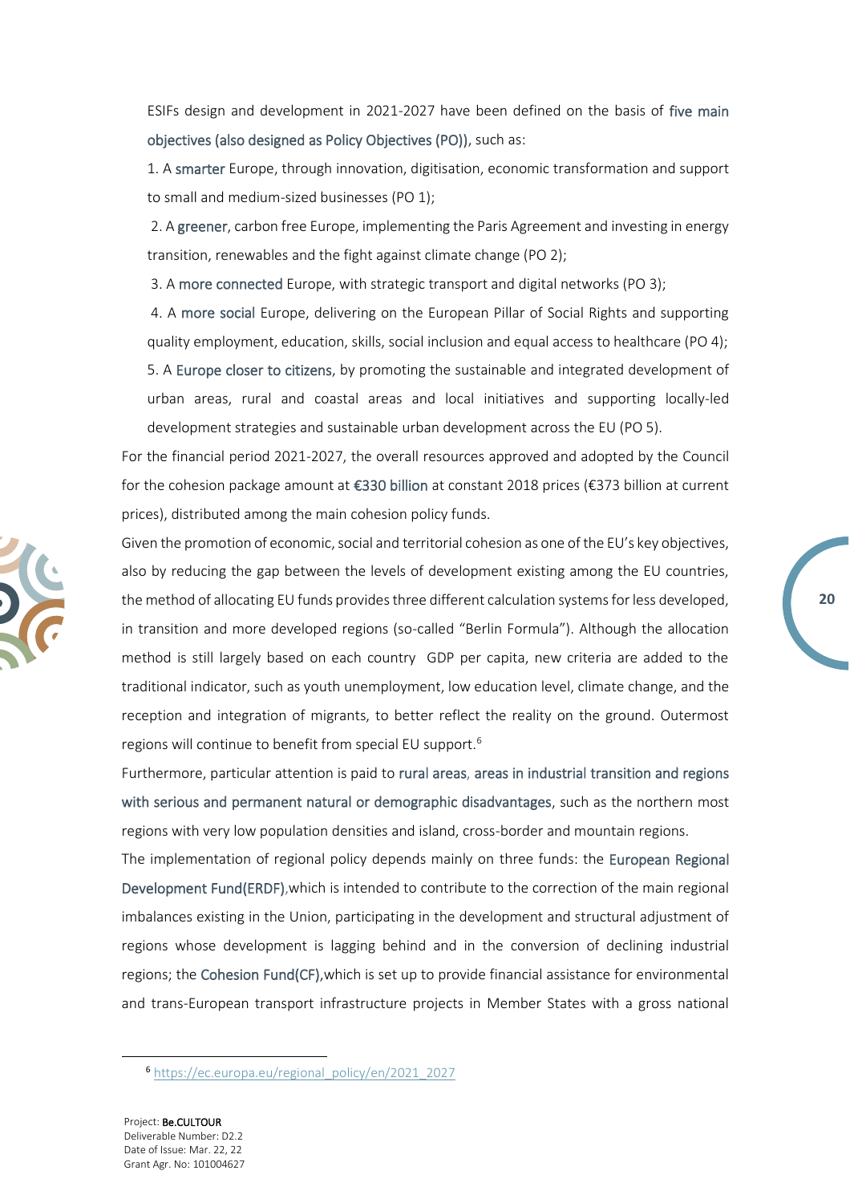ESIFs design and development in 2021-2027 have been defined on the basis of five main objectives (also designed as Policy Objectives (PO)), such as:

1. A smarter Europe, through innovation, digitisation, economic transformation and support to small and medium-sized businesses (PO 1);
2. A greener, carbon free Europe, implementing the Paris Agreement and investing in energy transition, renewables and the fight against climate change (PO 2);
3. A more connected Europe, with strategic transport and digital networks (PO 3);
4. A more social Europe, delivering on the European Pillar of Social Rights and supporting quality employment, education, skills, social inclusion and equal access to healthcare (PO 4);
5. A Europe closer to citizens, by promoting the sustainable and integrated development of urban areas, rural and coastal areas and local initiatives and supporting locally-led development strategies and sustainable urban development across the EU (PO 5).

For the financial period 2021-2027, the overall resources approved and adopted by the Council for the cohesion package amount at €330 billion at constant 2018 prices (€373 billion at current prices), distributed among the main cohesion policy funds.

Given the promotion of economic, social and territorial cohesion as one of the EU's key objectives, also by reducing the gap between the levels of development existing among the EU countries, the method of allocating EU funds provides three different calculation systems for less developed, in transition and more developed regions (so-called "Berlin Formula"). Although the allocation method is still largely based on each country GDP per capita, new criteria are added to the traditional indicator, such as youth unemployment, low education level, climate change, and the reception and integration of migrants, to better reflect the reality on the ground. Outermost regions will continue to benefit from special EU support.[6]

Furthermore, particular attention is paid to rural areas, areas in industrial transition and regions with serious and permanent natural or demographic disadvantages, such as the northern most regions with very low population densities and island, cross-border and mountain regions.

The implementation of regional policy depends mainly on three funds: the European Regional Development Fund(ERDF),which is intended to contribute to the correction of the main regional imbalances existing in the Union, participating in the development and structural adjustment of regions whose development is lagging behind and in the conversion of declining industrial regions; the Cohesion Fund(CF),which is set up to provide financial assistance for environmental and trans-European transport infrastructure projects in Member States with a gross national

[6] https://ec.europa.eu/regional_policy/en/2021_2027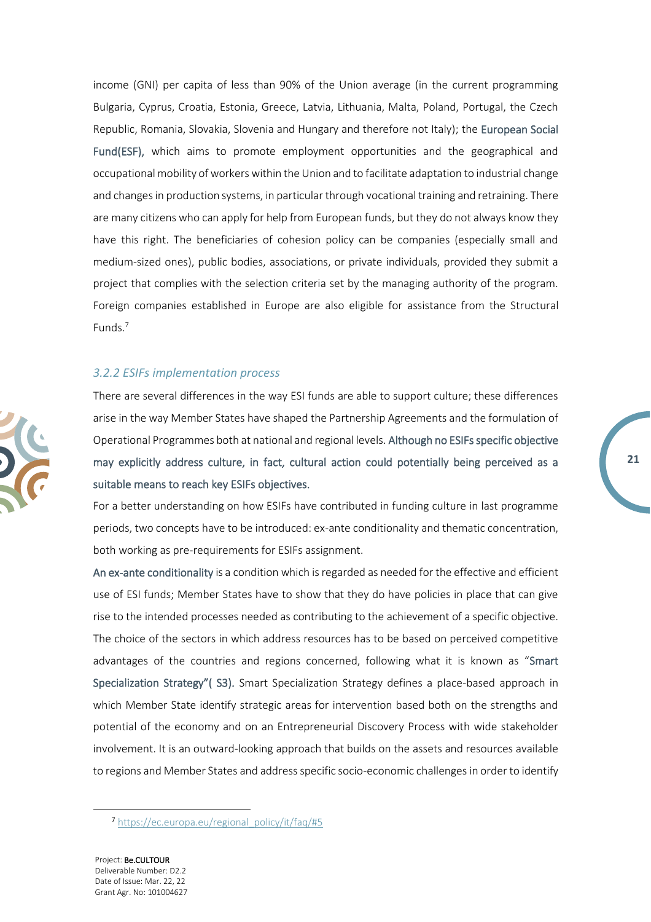income (GNI) per capita of less than 90% of the Union average (in the current programming Bulgaria, Cyprus, Croatia, Estonia, Greece, Latvia, Lithuania, Malta, Poland, Portugal, the Czech Republic, Romania, Slovakia, Slovenia and Hungary and therefore not Italy); the European Social Fund(ESF), which aims to promote employment opportunities and the geographical and occupational mobility of workers within the Union and to facilitate adaptation to industrial change and changes in production systems, in particular through vocational training and retraining. There are many citizens who can apply for help from European funds, but they do not always know they have this right. The beneficiaries of cohesion policy can be companies (especially small and medium-sized ones), public bodies, associations, or private individuals, provided they submit a project that complies with the selection criteria set by the managing authority of the program. Foreign companies established in Europe are also eligible for assistance from the Structural Funds.[7]

### *3.2.2 ESIFs implementation process*

There are several differences in the way ESI funds are able to support culture; these differences arise in the way Member States have shaped the Partnership Agreements and the formulation of Operational Programmes both at national and regional levels. Although no ESIFs specific objective may explicitly address culture, in fact, cultural action could potentially being perceived as a suitable means to reach key ESIFs objectives.

For a better understanding on how ESIFs have contributed in funding culture in last programme periods, two concepts have to be introduced: ex-ante conditionality and thematic concentration, both working as pre-requirements for ESIFs assignment.

An ex-ante conditionality is a condition which is regarded as needed for the effective and efficient use of ESI funds; Member States have to show that they do have policies in place that can give rise to the intended processes needed as contributing to the achievement of a specific objective. The choice of the sectors in which address resources has to be based on perceived competitive advantages of the countries and regions concerned, following what it is known as "Smart Specialization Strategy"( S3). Smart Specialization Strategy defines a place-based approach in which Member State identify strategic areas for intervention based both on the strengths and potential of the economy and on an Entrepreneurial Discovery Process with wide stakeholder involvement. It is an outward-looking approach that builds on the assets and resources available to regions and Member States and address specific socio-economic challenges in order to identify

[7] https://ec.europa.eu/regional_policy/it/faq/#5

Project: Be.CULTOUR
Deliverable Number: D2.2
Date of Issue: Mar. 22, 22
Grant Agr. No: 101004627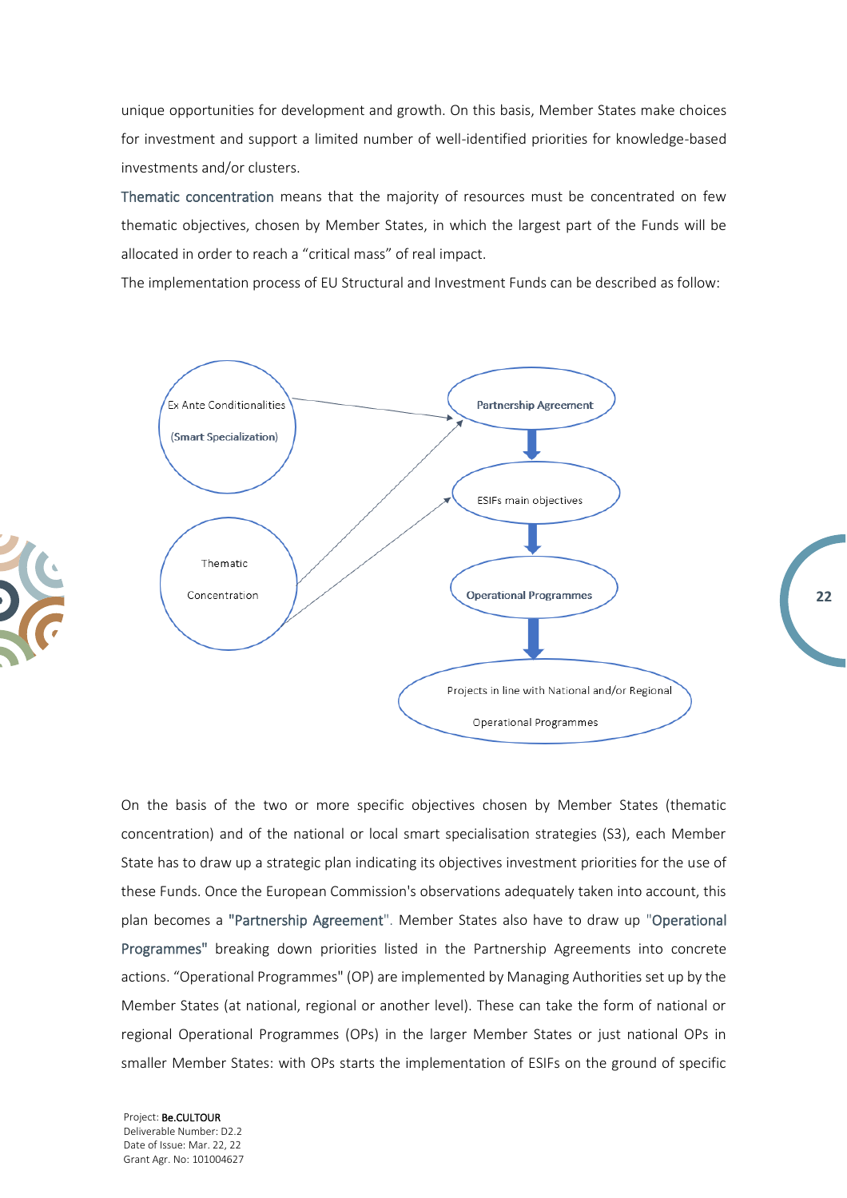unique opportunities for development and growth. On this basis, Member States make choices for investment and support a limited number of well-identified priorities for knowledge-based investments and/or clusters.

Thematic concentration means that the majority of resources must be concentrated on few thematic objectives, chosen by Member States, in which the largest part of the Funds will be allocated in order to reach a "critical mass" of real impact.

The implementation process of EU Structural and Investment Funds can be described as follow:

Ex Ante Conditionalities (Smart Specialization)

Thematic Concentration

Partnership Agreement

ESIFs main objectives

Operational Programmes

Projects in line with National and/or Regional Operational Programmes

On the basis of the two or more specific objectives chosen by Member States (thematic concentration) and of the national or local smart specialisation strategies (S3), each Member State has to draw up a strategic plan indicating its objectives investment priorities for the use of these Funds. Once the European Commission's observations adequately taken into account, this plan becomes a "Partnership Agreement". Member States also have to draw up "Operational Programmes" breaking down priorities listed in the Partnership Agreements into concrete actions. "Operational Programmes" (OP) are implemented by Managing Authorities set up by the Member States (at national, regional or another level). These can take the form of national or regional Operational Programmes (OPs) in the larger Member States or just national OPs in smaller Member States: with OPs starts the implementation of ESIFs on the ground of specific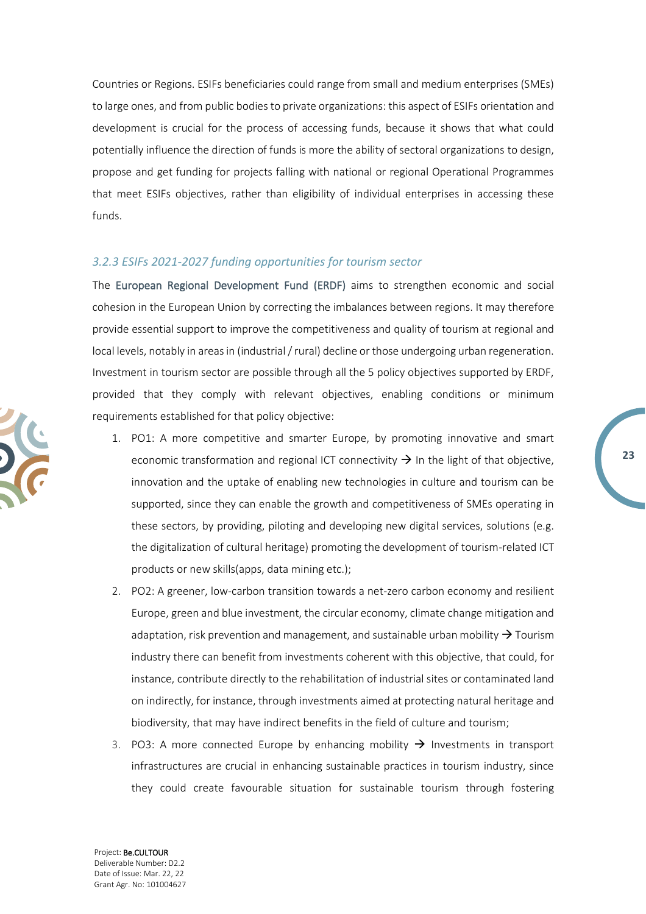Countries or Regions. ESIFs beneficiaries could range from small and medium enterprises (SMEs) to large ones, and from public bodies to private organizations: this aspect of ESIFs orientation and development is crucial for the process of accessing funds, because it shows that what could potentially influence the direction of funds is more the ability of sectoral organizations to design, propose and get funding for projects falling with national or regional Operational Programmes that meet ESIFs objectives, rather than eligibility of individual enterprises in accessing these funds.

### *3.2.3 ESIFs 2021-2027 funding opportunities for tourism sector*

The European Regional Development Fund (ERDF) aims to strengthen economic and social cohesion in the European Union by correcting the imbalances between regions. It may therefore provide essential support to improve the competitiveness and quality of tourism at regional and local levels, notably in areas in (industrial / rural) decline or those undergoing urban regeneration. Investment in tourism sector are possible through all the 5 policy objectives supported by ERDF, provided that they comply with relevant objectives, enabling conditions or minimum requirements established for that policy objective:

1. PO1: A more competitive and smarter Europe, by promoting innovative and smart economic transformation and regional ICT connectivity → In the light of that objective, innovation and the uptake of enabling new technologies in culture and tourism can be supported, since they can enable the growth and competitiveness of SMEs operating in these sectors, by providing, piloting and developing new digital services, solutions (e.g. the digitalization of cultural heritage) promoting the development of tourism-related ICT products or new skills(apps, data mining etc.);
2. PO2: A greener, low-carbon transition towards a net-zero carbon economy and resilient Europe, green and blue investment, the circular economy, climate change mitigation and adaptation, risk prevention and management, and sustainable urban mobility → Tourism industry there can benefit from investments coherent with this objective, that could, for instance, contribute directly to the rehabilitation of industrial sites or contaminated land on indirectly, for instance, through investments aimed at protecting natural heritage and biodiversity, that may have indirect benefits in the field of culture and tourism;
3. PO3: A more connected Europe by enhancing mobility → Investments in transport infrastructures are crucial in enhancing sustainable practices in tourism industry, since they could create favourable situation for sustainable tourism through fostering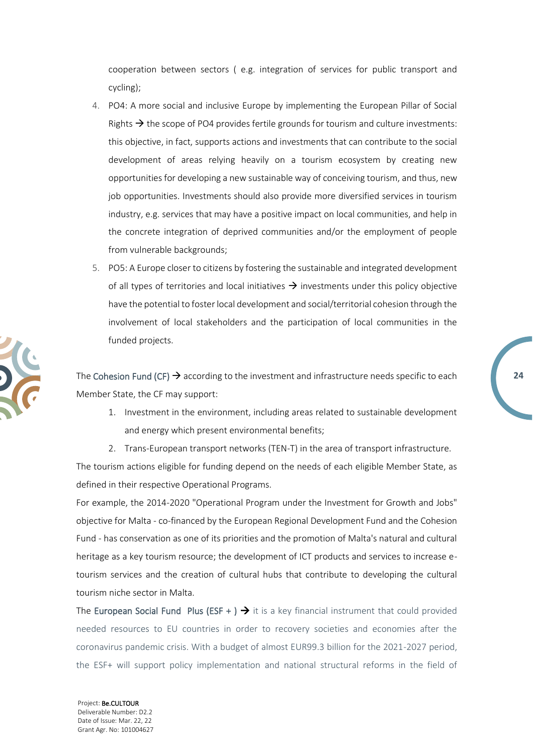cooperation between sectors ( e.g. integration of services for public transport and cycling);

4. PO4: A more social and inclusive Europe by implementing the European Pillar of Social Rights → the scope of PO4 provides fertile grounds for tourism and culture investments: this objective, in fact, supports actions and investments that can contribute to the social development of areas relying heavily on a tourism ecosystem by creating new opportunities for developing a new sustainable way of conceiving tourism, and thus, new job opportunities. Investments should also provide more diversified services in tourism industry, e.g. services that may have a positive impact on local communities, and help in the concrete integration of deprived communities and/or the employment of people from vulnerable backgrounds;
5. PO5: A Europe closer to citizens by fostering the sustainable and integrated development of all types of territories and local initiatives → investments under this policy objective have the potential to foster local development and social/territorial cohesion through the involvement of local stakeholders and the participation of local communities in the funded projects.

The Cohesion Fund (CF) → according to the investment and infrastructure needs specific to each Member State, the CF may support:

1. Investment in the environment, including areas related to sustainable development and energy which present environmental benefits;
2. Trans-European transport networks (TEN-T) in the area of transport infrastructure.

The tourism actions eligible for funding depend on the needs of each eligible Member State, as defined in their respective Operational Programs.

For example, the 2014-2020 "Operational Program under the Investment for Growth and Jobs" objective for Malta - co-financed by the European Regional Development Fund and the Cohesion Fund - has conservation as one of its priorities and the promotion of Malta's natural and cultural heritage as a key tourism resource; the development of ICT products and services to increase e-tourism services and the creation of cultural hubs that contribute to developing the cultural tourism niche sector in Malta.

The European Social Fund Plus (ESF + ) → it is a key financial instrument that could provided needed resources to EU countries in order to recovery societies and economies after the coronavirus pandemic crisis. With a budget of almost EUR99.3 billion for the 2021-2027 period, the ESF+ will support policy implementation and national structural reforms in the field of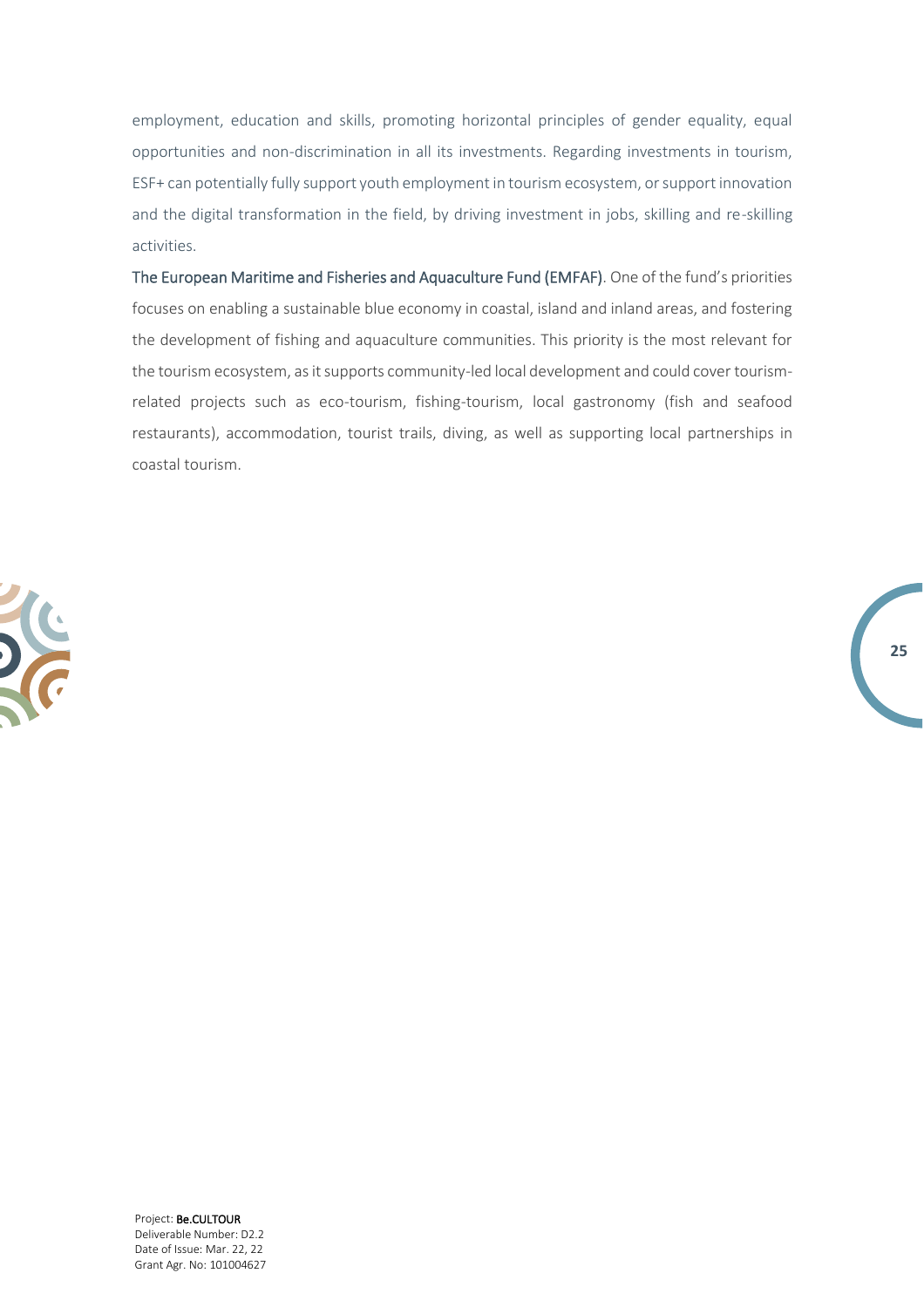employment, education and skills, promoting horizontal principles of gender equality, equal opportunities and non-discrimination in all its investments. Regarding investments in tourism, ESF+ can potentially fully support youth employment in tourism ecosystem, or support innovation and the digital transformation in the field, by driving investment in jobs, skilling and re-skilling activities.

The European Maritime and Fisheries and Aquaculture Fund (EMFAF). One of the fund's priorities focuses on enabling a sustainable blue economy in coastal, island and inland areas, and fostering the development of fishing and aquaculture communities. This priority is the most relevant for the tourism ecosystem, as it supports community-led local development and could cover tourism-related projects such as eco-tourism, fishing-tourism, local gastronomy (fish and seafood restaurants), accommodation, tourist trails, diving, as well as supporting local partnerships in coastal tourism.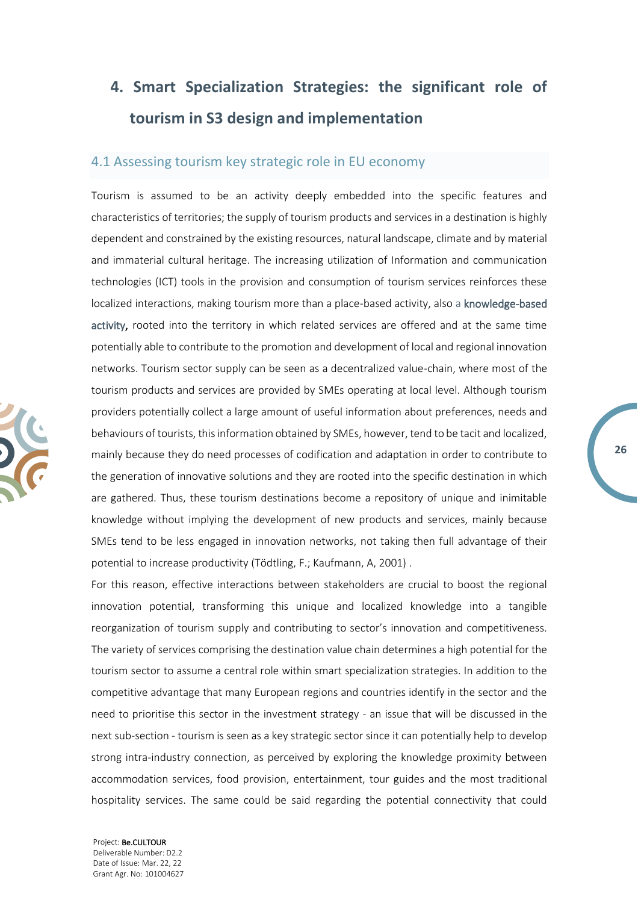# 4. Smart Specialization Strategies: the significant role of tourism in S3 design and implementation

## 4.1 Assessing tourism key strategic role in EU economy

Tourism is assumed to be an activity deeply embedded into the specific features and characteristics of territories; the supply of tourism products and services in a destination is highly dependent and constrained by the existing resources, natural landscape, climate and by material and immaterial cultural heritage. The increasing utilization of Information and communication technologies (ICT) tools in the provision and consumption of tourism services reinforces these localized interactions, making tourism more than a place-based activity, also a **knowledge-based activity,** rooted into the territory in which related services are offered and at the same time potentially able to contribute to the promotion and development of local and regional innovation networks. Tourism sector supply can be seen as a decentralized value-chain, where most of the tourism products and services are provided by SMEs operating at local level. Although tourism providers potentially collect a large amount of useful information about preferences, needs and behaviours of tourists, this information obtained by SMEs, however, tend to be tacit and localized, mainly because they do need processes of codification and adaptation in order to contribute to the generation of innovative solutions and they are rooted into the specific destination in which are gathered. Thus, these tourism destinations become a repository of unique and inimitable knowledge without implying the development of new products and services, mainly because SMEs tend to be less engaged in innovation networks, not taking then full advantage of their potential to increase productivity (Tödtling, F.; Kaufmann, A, 2001) .

For this reason, effective interactions between stakeholders are crucial to boost the regional innovation potential, transforming this unique and localized knowledge into a tangible reorganization of tourism supply and contributing to sector's innovation and competitiveness. The variety of services comprising the destination value chain determines a high potential for the tourism sector to assume a central role within smart specialization strategies. In addition to the competitive advantage that many European regions and countries identify in the sector and the need to prioritise this sector in the investment strategy - an issue that will be discussed in the next sub-section - tourism is seen as a key strategic sector since it can potentially help to develop strong intra-industry connection, as perceived by exploring the knowledge proximity between accommodation services, food provision, entertainment, tour guides and the most traditional hospitality services. The same could be said regarding the potential connectivity that could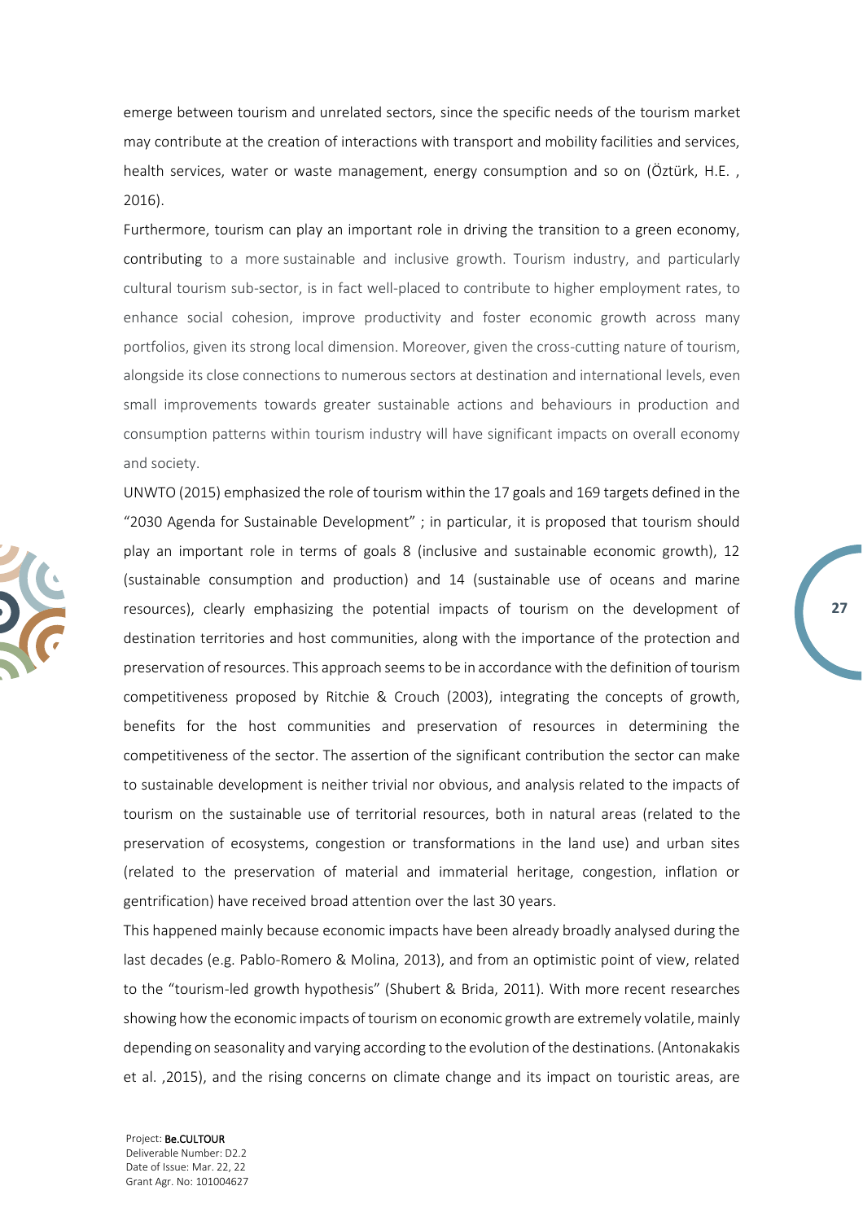emerge between tourism and unrelated sectors, since the specific needs of the tourism market may contribute at the creation of interactions with transport and mobility facilities and services, health services, water or waste management, energy consumption and so on (Öztürk, H.E. , 2016).

Furthermore, tourism can play an important role in driving the transition to a green economy, contributing to a more sustainable and inclusive growth. Tourism industry, and particularly cultural tourism sub-sector, is in fact well-placed to contribute to higher employment rates, to enhance social cohesion, improve productivity and foster economic growth across many portfolios, given its strong local dimension. Moreover, given the cross-cutting nature of tourism, alongside its close connections to numerous sectors at destination and international levels, even small improvements towards greater sustainable actions and behaviours in production and consumption patterns within tourism industry will have significant impacts on overall economy and society.

UNWTO (2015) emphasized the role of tourism within the 17 goals and 169 targets defined in the "2030 Agenda for Sustainable Development" ; in particular, it is proposed that tourism should play an important role in terms of goals 8 (inclusive and sustainable economic growth), 12 (sustainable consumption and production) and 14 (sustainable use of oceans and marine resources), clearly emphasizing the potential impacts of tourism on the development of destination territories and host communities, along with the importance of the protection and preservation of resources. This approach seems to be in accordance with the definition of tourism competitiveness proposed by Ritchie & Crouch (2003), integrating the concepts of growth, benefits for the host communities and preservation of resources in determining the competitiveness of the sector. The assertion of the significant contribution the sector can make to sustainable development is neither trivial nor obvious, and analysis related to the impacts of tourism on the sustainable use of territorial resources, both in natural areas (related to the preservation of ecosystems, congestion or transformations in the land use) and urban sites (related to the preservation of material and immaterial heritage, congestion, inflation or gentrification) have received broad attention over the last 30 years.

This happened mainly because economic impacts have been already broadly analysed during the last decades (e.g. Pablo-Romero & Molina, 2013), and from an optimistic point of view, related to the "tourism-led growth hypothesis" (Shubert & Brida, 2011). With more recent researches showing how the economic impacts of tourism on economic growth are extremely volatile, mainly depending on seasonality and varying according to the evolution of the destinations. (Antonakakis et al. ,2015), and the rising concerns on climate change and its impact on touristic areas, are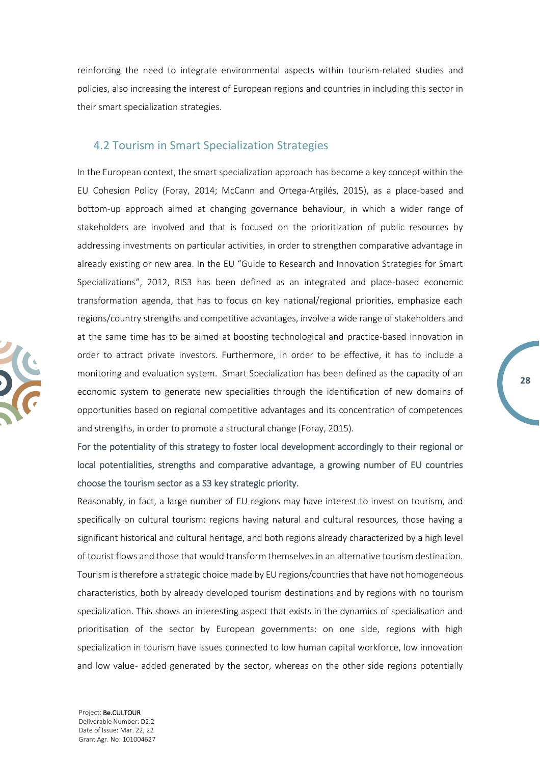reinforcing the need to integrate environmental aspects within tourism-related studies and policies, also increasing the interest of European regions and countries in including this sector in their smart specialization strategies.

## 4.2 Tourism in Smart Specialization Strategies

In the European context, the smart specialization approach has become a key concept within the EU Cohesion Policy (Foray, 2014; McCann and Ortega-Argilés, 2015), as a place-based and bottom-up approach aimed at changing governance behaviour, in which a wider range of stakeholders are involved and that is focused on the prioritization of public resources by addressing investments on particular activities, in order to strengthen comparative advantage in already existing or new area. In the EU "Guide to Research and Innovation Strategies for Smart Specializations", 2012, RIS3 has been defined as an integrated and place-based economic transformation agenda, that has to focus on key national/regional priorities, emphasize each regions/country strengths and competitive advantages, involve a wide range of stakeholders and at the same time has to be aimed at boosting technological and practice-based innovation in order to attract private investors. Furthermore, in order to be effective, it has to include a monitoring and evaluation system. Smart Specialization has been defined as the capacity of an economic system to generate new specialities through the identification of new domains of opportunities based on regional competitive advantages and its concentration of competences and strengths, in order to promote a structural change (Foray, 2015).

For the potentiality of this strategy to foster local development accordingly to their regional or local potentialities, strengths and comparative advantage, a growing number of EU countries choose the tourism sector as a S3 key strategic priority.

Reasonably, in fact, a large number of EU regions may have interest to invest on tourism, and specifically on cultural tourism: regions having natural and cultural resources, those having a significant historical and cultural heritage, and both regions already characterized by a high level of tourist flows and those that would transform themselves in an alternative tourism destination. Tourism is therefore a strategic choice made by EU regions/countries that have not homogeneous characteristics, both by already developed tourism destinations and by regions with no tourism specialization. This shows an interesting aspect that exists in the dynamics of specialisation and prioritisation of the sector by European governments: on one side, regions with high specialization in tourism have issues connected to low human capital workforce, low innovation and low value- added generated by the sector, whereas on the other side regions potentially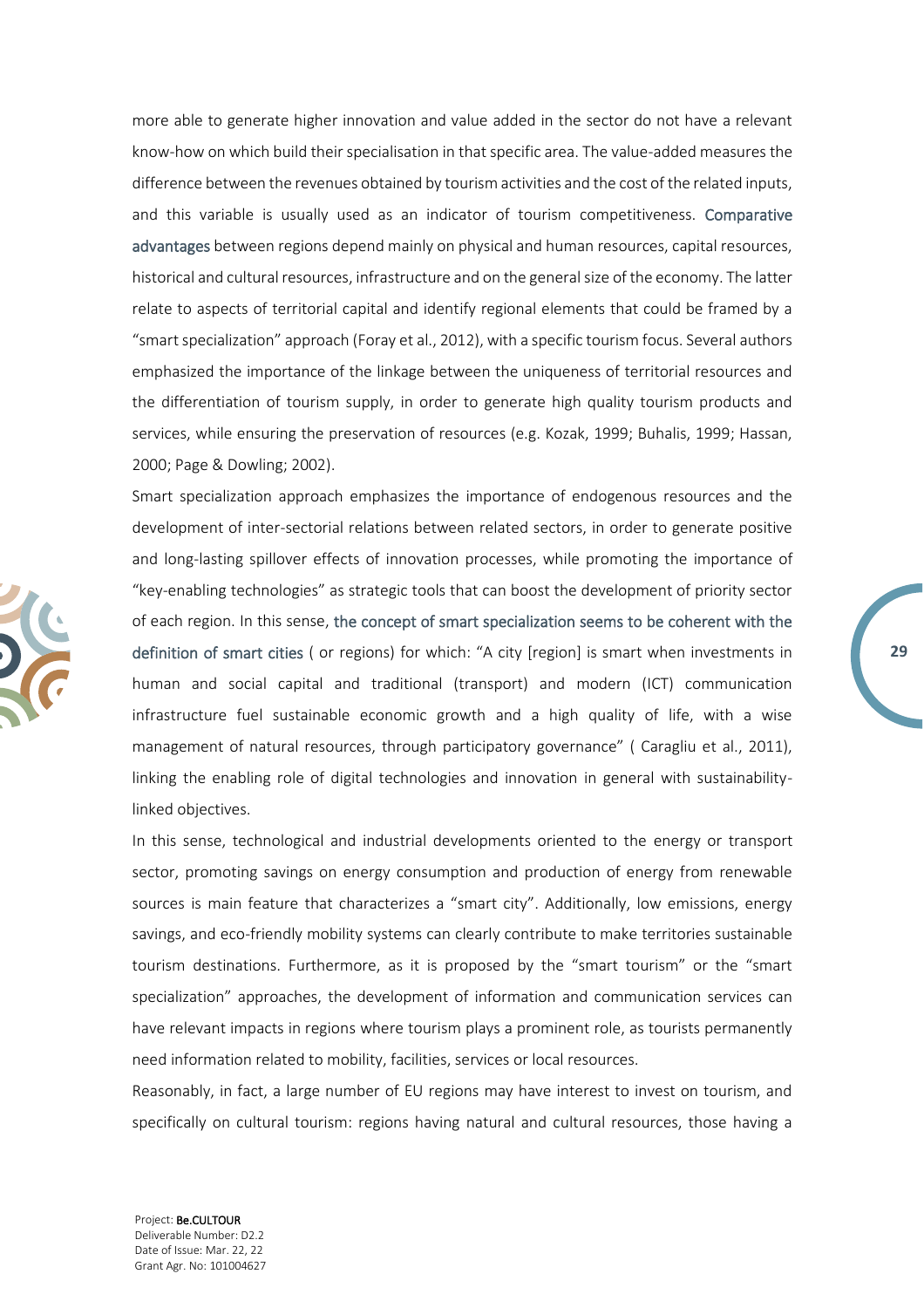more able to generate higher innovation and value added in the sector do not have a relevant know-how on which build their specialisation in that specific area. The value-added measures the difference between the revenues obtained by tourism activities and the cost of the related inputs, and this variable is usually used as an indicator of tourism competitiveness. Comparative advantages between regions depend mainly on physical and human resources, capital resources, historical and cultural resources, infrastructure and on the general size of the economy. The latter relate to aspects of territorial capital and identify regional elements that could be framed by a "smart specialization" approach (Foray et al., 2012), with a specific tourism focus. Several authors emphasized the importance of the linkage between the uniqueness of territorial resources and the differentiation of tourism supply, in order to generate high quality tourism products and services, while ensuring the preservation of resources (e.g. Kozak, 1999; Buhalis, 1999; Hassan, 2000; Page & Dowling; 2002).

Smart specialization approach emphasizes the importance of endogenous resources and the development of inter-sectorial relations between related sectors, in order to generate positive and long-lasting spillover effects of innovation processes, while promoting the importance of "key-enabling technologies" as strategic tools that can boost the development of priority sector of each region. In this sense, the concept of smart specialization seems to be coherent with the definition of smart cities ( or regions) for which: "A city [region] is smart when investments in human and social capital and traditional (transport) and modern (ICT) communication infrastructure fuel sustainable economic growth and a high quality of life, with a wise management of natural resources, through participatory governance" ( Caragliu et al., 2011), linking the enabling role of digital technologies and innovation in general with sustainability-linked objectives.

In this sense, technological and industrial developments oriented to the energy or transport sector, promoting savings on energy consumption and production of energy from renewable sources is main feature that characterizes a "smart city". Additionally, low emissions, energy savings, and eco-friendly mobility systems can clearly contribute to make territories sustainable tourism destinations. Furthermore, as it is proposed by the "smart tourism" or the "smart specialization" approaches, the development of information and communication services can have relevant impacts in regions where tourism plays a prominent role, as tourists permanently need information related to mobility, facilities, services or local resources.

Reasonably, in fact, a large number of EU regions may have interest to invest on tourism, and specifically on cultural tourism: regions having natural and cultural resources, those having a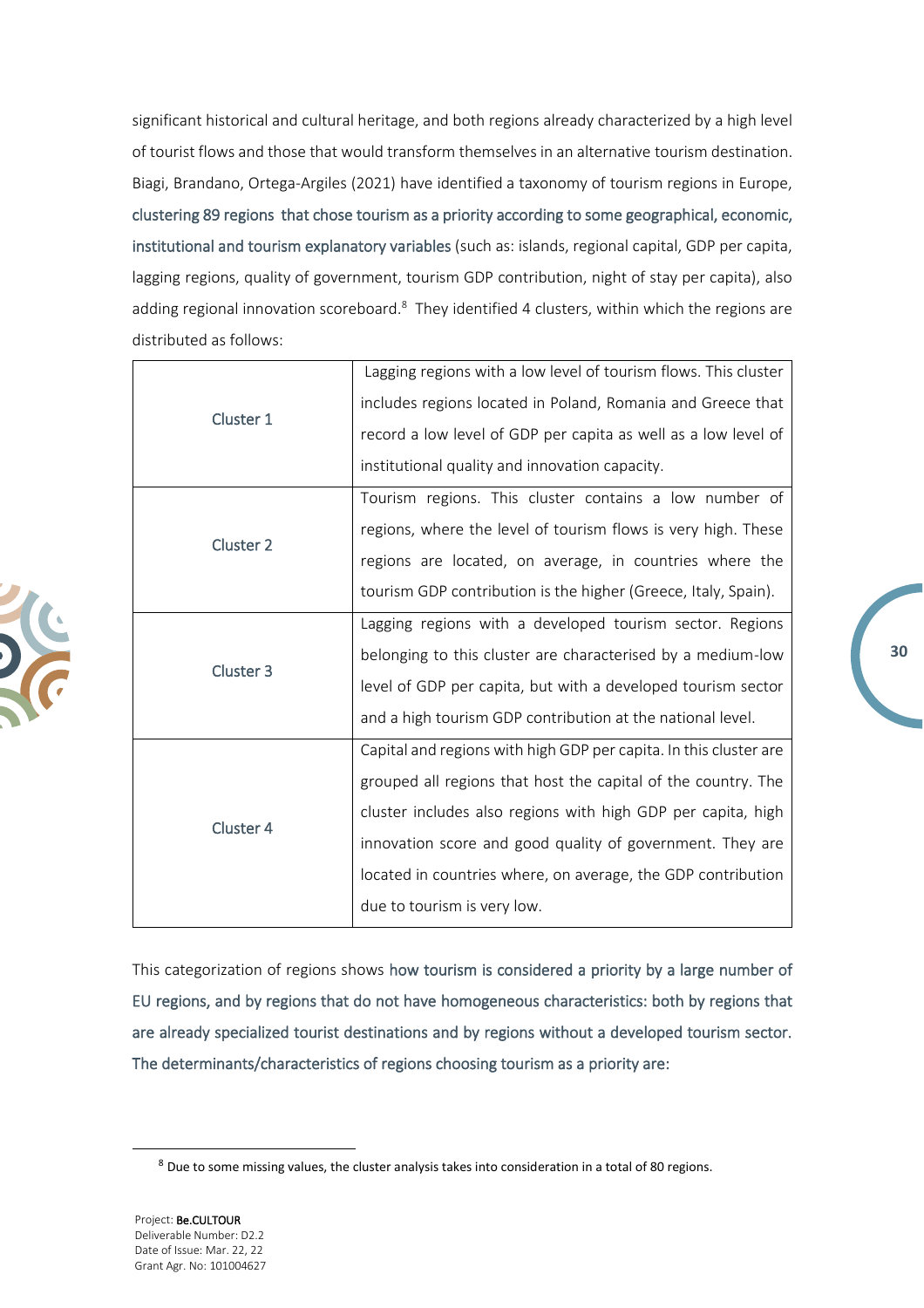significant historical and cultural heritage, and both regions already characterized by a high level of tourist flows and those that would transform themselves in an alternative tourism destination. Biagi, Brandano, Ortega-Argiles (2021) have identified a taxonomy of tourism regions in Europe, clustering 89 regions that chose tourism as a priority according to some geographical, economic, institutional and tourism explanatory variables (such as: islands, regional capital, GDP per capita, lagging regions, quality of government, tourism GDP contribution, night of stay per capita), also adding regional innovation scoreboard.[8] They identified 4 clusters, within which the regions are distributed as follows:

| | |
|---|---|
| Cluster 1 | Lagging regions with a low level of tourism flows. This cluster includes regions located in Poland, Romania and Greece that record a low level of GDP per capita as well as a low level of institutional quality and innovation capacity. |
| Cluster 2 | Tourism regions. This cluster contains a low number of regions, where the level of tourism flows is very high. These regions are located, on average, in countries where the tourism GDP contribution is the higher (Greece, Italy, Spain). |
| Cluster 3 | Lagging regions with a developed tourism sector. Regions belonging to this cluster are characterised by a medium-low level of GDP per capita, but with a developed tourism sector and a high tourism GDP contribution at the national level. |
| Cluster 4 | Capital and regions with high GDP per capita. In this cluster are grouped all regions that host the capital of the country. The cluster includes also regions with high GDP per capita, high innovation score and good quality of government. They are located in countries where, on average, the GDP contribution due to tourism is very low. |

This categorization of regions shows how tourism is considered a priority by a large number of EU regions, and by regions that do not have homogeneous characteristics: both by regions that are already specialized tourist destinations and by regions without a developed tourism sector. The determinants/characteristics of regions choosing tourism as a priority are:

[8] Due to some missing values, the cluster analysis takes into consideration in a total of 80 regions.

Project: **Be.CULTOUR**
Deliverable Number: D2.2
Date of Issue: Mar. 22, 22
Grant Agr. No: 101004627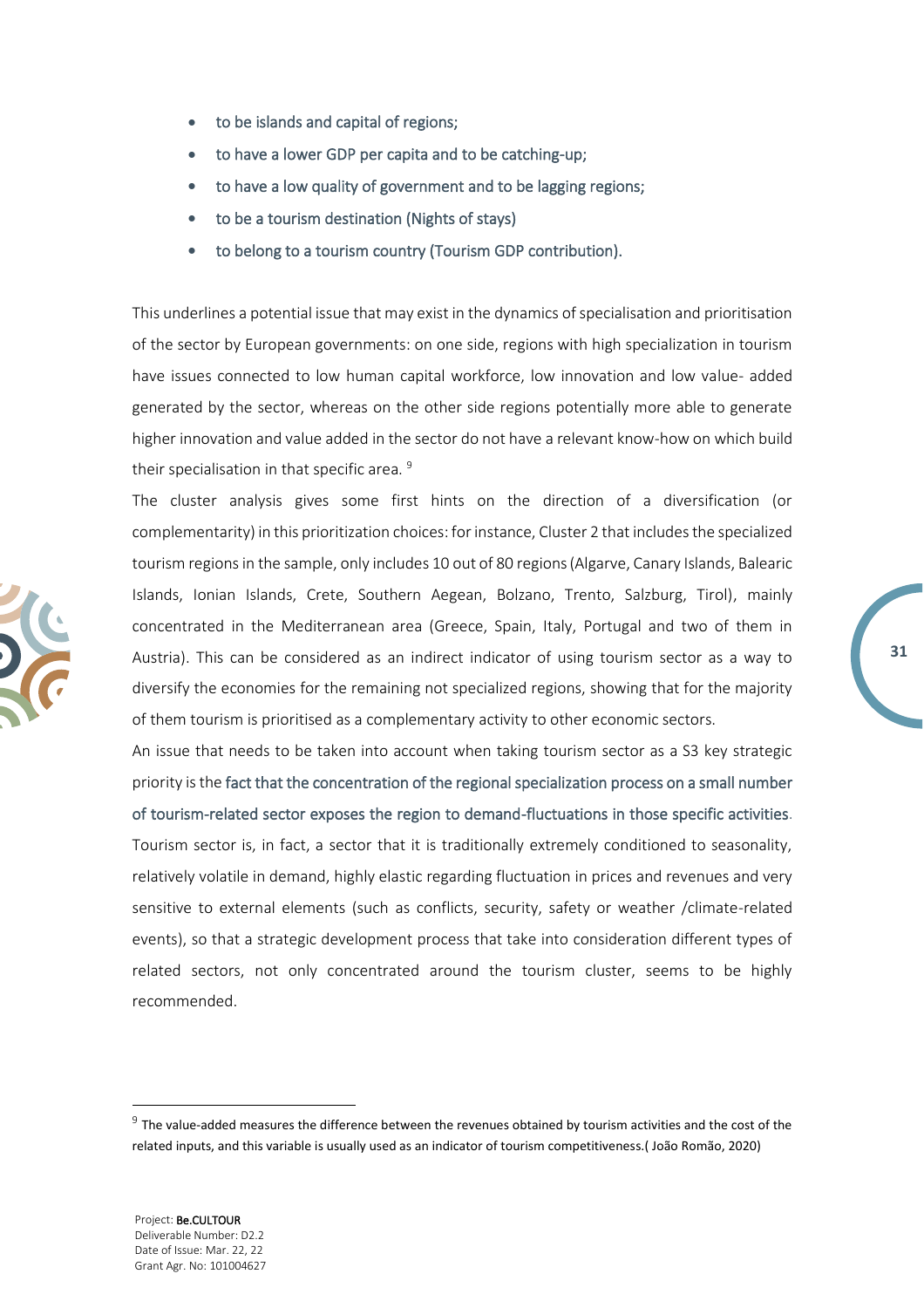- to be islands and capital of regions;
- to have a lower GDP per capita and to be catching-up;
- to have a low quality of government and to be lagging regions;
- to be a tourism destination (Nights of stays)
- to belong to a tourism country (Tourism GDP contribution).

This underlines a potential issue that may exist in the dynamics of specialisation and prioritisation of the sector by European governments: on one side, regions with high specialization in tourism have issues connected to low human capital workforce, low innovation and low value- added generated by the sector, whereas on the other side regions potentially more able to generate higher innovation and value added in the sector do not have a relevant know-how on which build their specialisation in that specific area. [9]

The cluster analysis gives some first hints on the direction of a diversification (or complementarity) in this prioritization choices: for instance, Cluster 2 that includes the specialized tourism regions in the sample, only includes 10 out of 80 regions (Algarve, Canary Islands, Balearic Islands, Ionian Islands, Crete, Southern Aegean, Bolzano, Trento, Salzburg, Tirol), mainly concentrated in the Mediterranean area (Greece, Spain, Italy, Portugal and two of them in Austria). This can be considered as an indirect indicator of using tourism sector as a way to diversify the economies for the remaining not specialized regions, showing that for the majority of them tourism is prioritised as a complementary activity to other economic sectors.

An issue that needs to be taken into account when taking tourism sector as a S3 key strategic priority is the fact that the concentration of the regional specialization process on a small number of tourism-related sector exposes the region to demand-fluctuations in those specific activities. Tourism sector is, in fact, a sector that it is traditionally extremely conditioned to seasonality, relatively volatile in demand, highly elastic regarding fluctuation in prices and revenues and very sensitive to external elements (such as conflicts, security, safety or weather /climate-related events), so that a strategic development process that take into consideration different types of related sectors, not only concentrated around the tourism cluster, seems to be highly recommended.

[9] The value-added measures the difference between the revenues obtained by tourism activities and the cost of the related inputs, and this variable is usually used as an indicator of tourism competitiveness.( João Romão, 2020)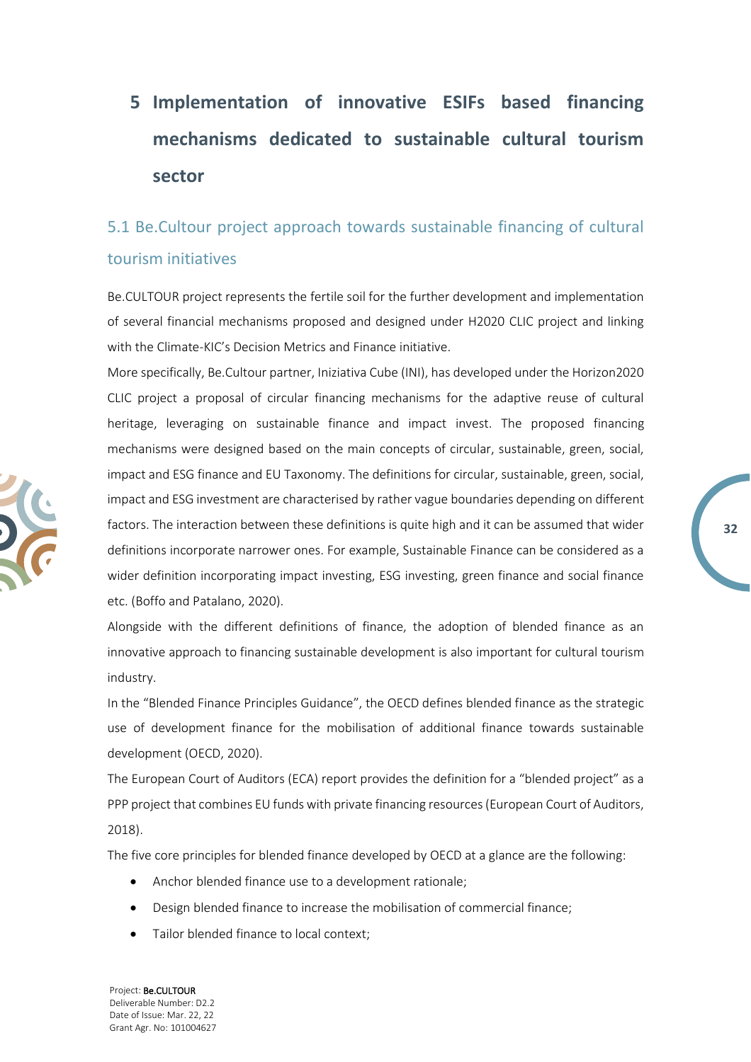# 5 Implementation of innovative ESIFs based financing mechanisms dedicated to sustainable cultural tourism sector

## 5.1 Be.Cultour project approach towards sustainable financing of cultural tourism initiatives

Be.CULTOUR project represents the fertile soil for the further development and implementation of several financial mechanisms proposed and designed under H2020 CLIC project and linking with the Climate-KIC's Decision Metrics and Finance initiative.

More specifically, Be.Cultour partner, Iniziativa Cube (INI), has developed under the Horizon2020 CLIC project a proposal of circular financing mechanisms for the adaptive reuse of cultural heritage, leveraging on sustainable finance and impact invest. The proposed financing mechanisms were designed based on the main concepts of circular, sustainable, green, social, impact and ESG finance and EU Taxonomy. The definitions for circular, sustainable, green, social, impact and ESG investment are characterised by rather vague boundaries depending on different factors. The interaction between these definitions is quite high and it can be assumed that wider definitions incorporate narrower ones. For example, Sustainable Finance can be considered as a wider definition incorporating impact investing, ESG investing, green finance and social finance etc. (Boffo and Patalano, 2020).

Alongside with the different definitions of finance, the adoption of blended finance as an innovative approach to financing sustainable development is also important for cultural tourism industry.

In the "Blended Finance Principles Guidance", the OECD defines blended finance as the strategic use of development finance for the mobilisation of additional finance towards sustainable development (OECD, 2020).

The European Court of Auditors (ECA) report provides the definition for a "blended project" as a PPP project that combines EU funds with private financing resources (European Court of Auditors, 2018).

The five core principles for blended finance developed by OECD at a glance are the following:

- Anchor blended finance use to a development rationale;
- Design blended finance to increase the mobilisation of commercial finance;
- Tailor blended finance to local context;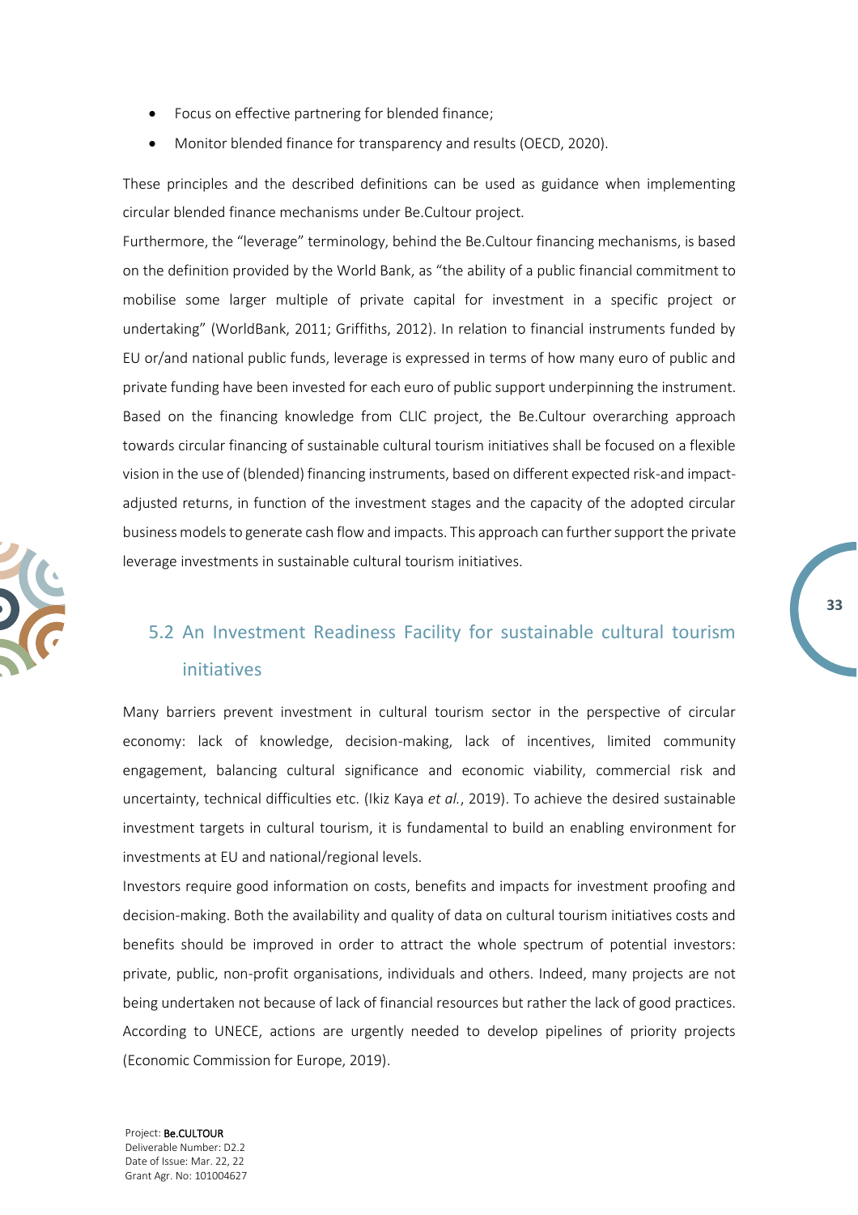- Focus on effective partnering for blended finance;
- Monitor blended finance for transparency and results (OECD, 2020).

These principles and the described definitions can be used as guidance when implementing circular blended finance mechanisms under Be.Cultour project.

Furthermore, the "leverage" terminology, behind the Be.Cultour financing mechanisms, is based on the definition provided by the World Bank, as "the ability of a public financial commitment to mobilise some larger multiple of private capital for investment in a specific project or undertaking" (WorldBank, 2011; Griffiths, 2012). In relation to financial instruments funded by EU or/and national public funds, leverage is expressed in terms of how many euro of public and private funding have been invested for each euro of public support underpinning the instrument. Based on the financing knowledge from CLIC project, the Be.Cultour overarching approach towards circular financing of sustainable cultural tourism initiatives shall be focused on a flexible vision in the use of (blended) financing instruments, based on different expected risk-and impact-adjusted returns, in function of the investment stages and the capacity of the adopted circular business models to generate cash flow and impacts. This approach can further support the private leverage investments in sustainable cultural tourism initiatives.

## 5.2 An Investment Readiness Facility for sustainable cultural tourism initiatives

Many barriers prevent investment in cultural tourism sector in the perspective of circular economy: lack of knowledge, decision-making, lack of incentives, limited community engagement, balancing cultural significance and economic viability, commercial risk and uncertainty, technical difficulties etc. (Ikiz Kaya *et al.*, 2019). To achieve the desired sustainable investment targets in cultural tourism, it is fundamental to build an enabling environment for investments at EU and national/regional levels.

Investors require good information on costs, benefits and impacts for investment proofing and decision-making. Both the availability and quality of data on cultural tourism initiatives costs and benefits should be improved in order to attract the whole spectrum of potential investors: private, public, non-profit organisations, individuals and others. Indeed, many projects are not being undertaken not because of lack of financial resources but rather the lack of good practices. According to UNECE, actions are urgently needed to develop pipelines of priority projects (Economic Commission for Europe, 2019).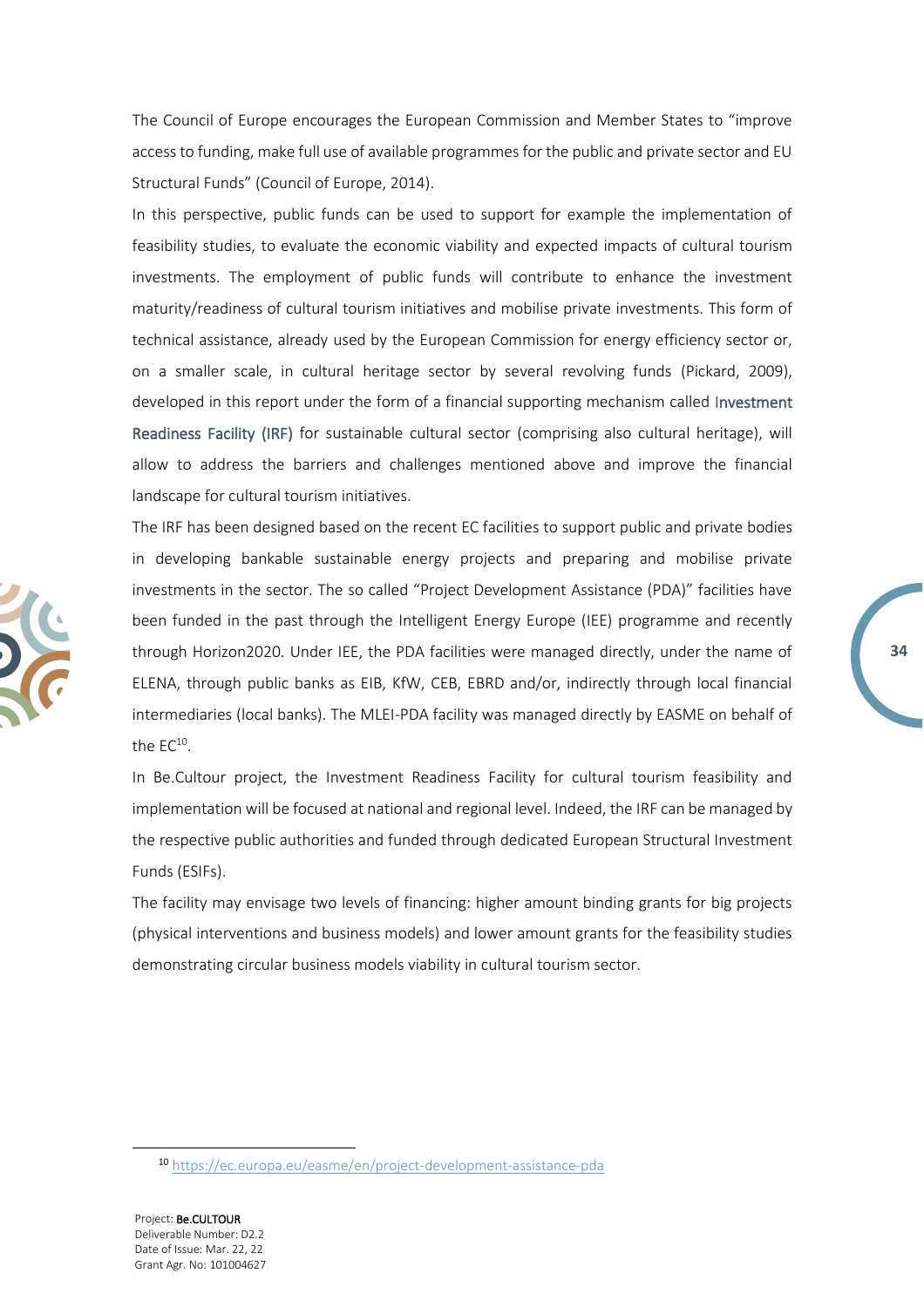The Council of Europe encourages the European Commission and Member States to "improve access to funding, make full use of available programmes for the public and private sector and EU Structural Funds" (Council of Europe, 2014).

In this perspective, public funds can be used to support for example the implementation of feasibility studies, to evaluate the economic viability and expected impacts of cultural tourism investments. The employment of public funds will contribute to enhance the investment maturity/readiness of cultural tourism initiatives and mobilise private investments. This form of technical assistance, already used by the European Commission for energy efficiency sector or, on a smaller scale, in cultural heritage sector by several revolving funds (Pickard, 2009), developed in this report under the form of a financial supporting mechanism called Investment Readiness Facility (IRF) for sustainable cultural sector (comprising also cultural heritage), will allow to address the barriers and challenges mentioned above and improve the financial landscape for cultural tourism initiatives.

The IRF has been designed based on the recent EC facilities to support public and private bodies in developing bankable sustainable energy projects and preparing and mobilise private investments in the sector. The so called "Project Development Assistance (PDA)" facilities have been funded in the past through the Intelligent Energy Europe (IEE) programme and recently through Horizon2020. Under IEE, the PDA facilities were managed directly, under the name of ELENA, through public banks as EIB, KfW, CEB, EBRD and/or, indirectly through local financial intermediaries (local banks). The MLEI-PDA facility was managed directly by EASME on behalf of the EC[10].

In Be.Cultour project, the Investment Readiness Facility for cultural tourism feasibility and implementation will be focused at national and regional level. Indeed, the IRF can be managed by the respective public authorities and funded through dedicated European Structural Investment Funds (ESIFs).

The facility may envisage two levels of financing: higher amount binding grants for big projects (physical interventions and business models) and lower amount grants for the feasibility studies demonstrating circular business models viability in cultural tourism sector.

---

[10] https://ec.europa.eu/easme/en/project-development-assistance-pda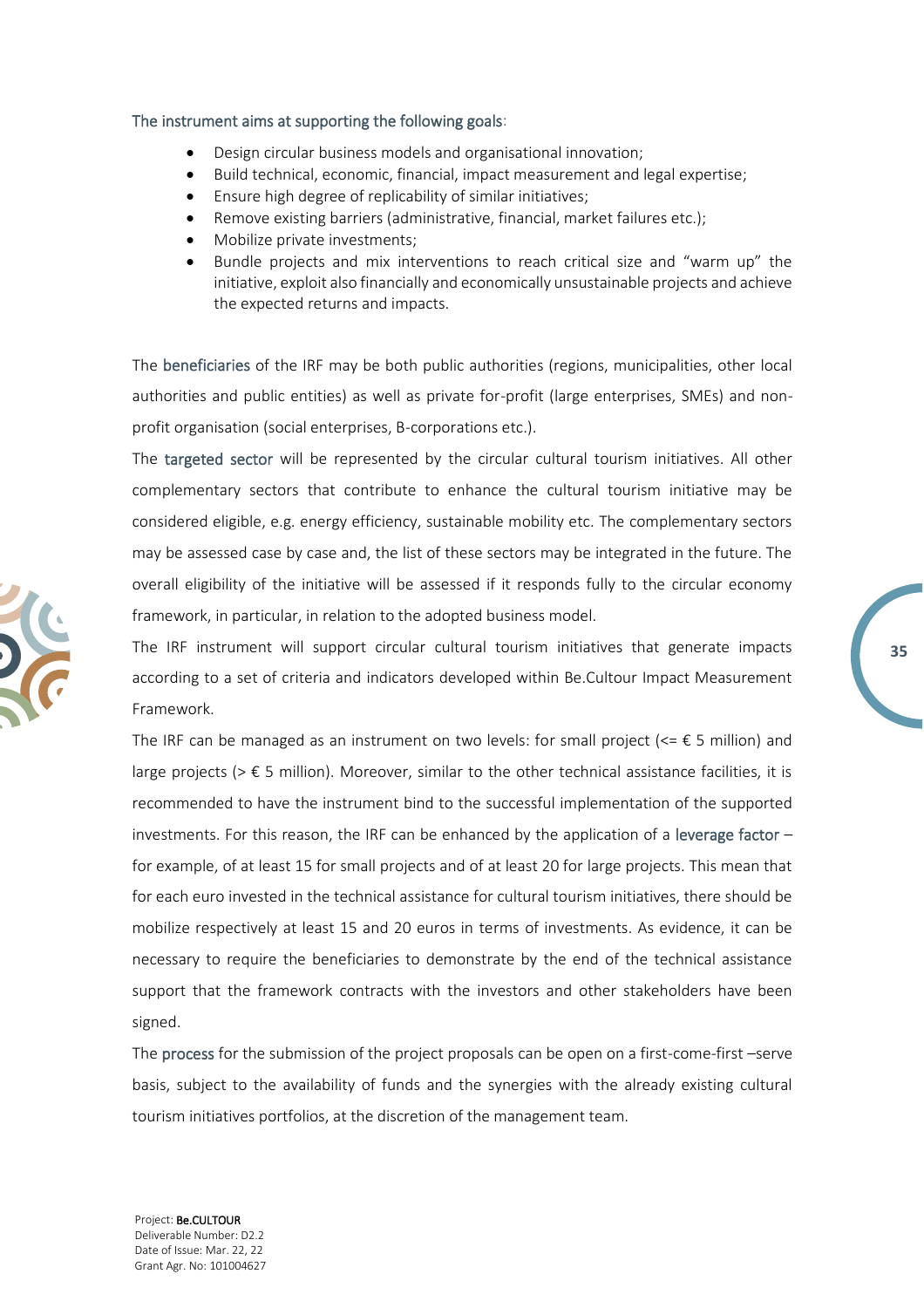The instrument aims at supporting the following goals:

- Design circular business models and organisational innovation;
- Build technical, economic, financial, impact measurement and legal expertise;
- Ensure high degree of replicability of similar initiatives;
- Remove existing barriers (administrative, financial, market failures etc.);
- Mobilize private investments;
- Bundle projects and mix interventions to reach critical size and "warm up" the initiative, exploit also financially and economically unsustainable projects and achieve the expected returns and impacts.

The beneficiaries of the IRF may be both public authorities (regions, municipalities, other local authorities and public entities) as well as private for-profit (large enterprises, SMEs) and non-profit organisation (social enterprises, B-corporations etc.).

The targeted sector will be represented by the circular cultural tourism initiatives. All other complementary sectors that contribute to enhance the cultural tourism initiative may be considered eligible, e.g. energy efficiency, sustainable mobility etc. The complementary sectors may be assessed case by case and, the list of these sectors may be integrated in the future. The overall eligibility of the initiative will be assessed if it responds fully to the circular economy framework, in particular, in relation to the adopted business model.

The IRF instrument will support circular cultural tourism initiatives that generate impacts according to a set of criteria and indicators developed within Be.Cultour Impact Measurement Framework.

The IRF can be managed as an instrument on two levels: for small project (<= € 5 million) and large projects (> € 5 million). Moreover, similar to the other technical assistance facilities, it is recommended to have the instrument bind to the successful implementation of the supported investments. For this reason, the IRF can be enhanced by the application of a leverage factor – for example, of at least 15 for small projects and of at least 20 for large projects. This mean that for each euro invested in the technical assistance for cultural tourism initiatives, there should be mobilize respectively at least 15 and 20 euros in terms of investments. As evidence, it can be necessary to require the beneficiaries to demonstrate by the end of the technical assistance support that the framework contracts with the investors and other stakeholders have been signed.

The process for the submission of the project proposals can be open on a first-come-first –serve basis, subject to the availability of funds and the synergies with the already existing cultural tourism initiatives portfolios, at the discretion of the management team.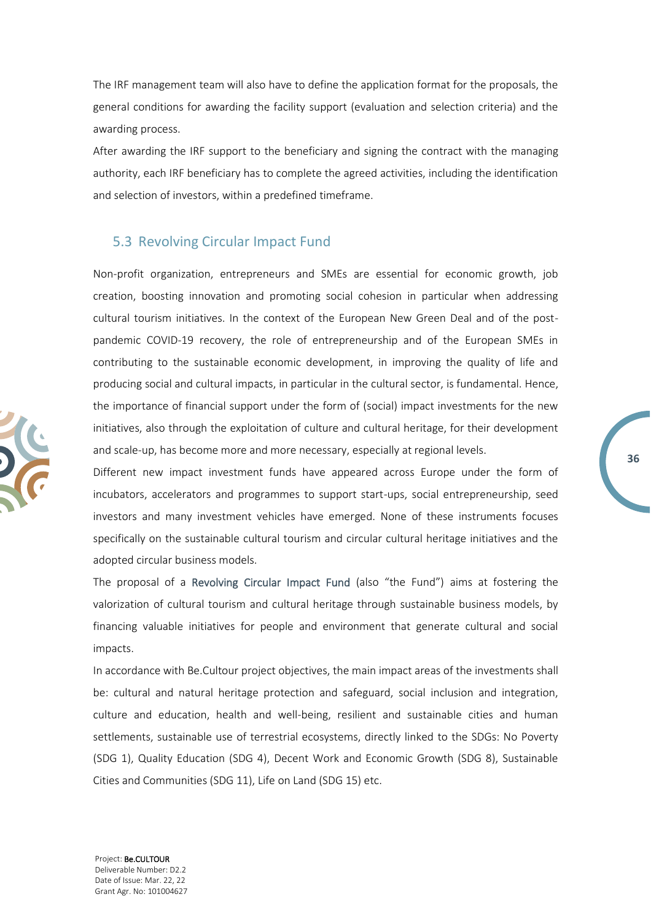The IRF management team will also have to define the application format for the proposals, the general conditions for awarding the facility support (evaluation and selection criteria) and the awarding process.

After awarding the IRF support to the beneficiary and signing the contract with the managing authority, each IRF beneficiary has to complete the agreed activities, including the identification and selection of investors, within a predefined timeframe.

## 5.3 Revolving Circular Impact Fund

Non-profit organization, entrepreneurs and SMEs are essential for economic growth, job creation, boosting innovation and promoting social cohesion in particular when addressing cultural tourism initiatives. In the context of the European New Green Deal and of the post-pandemic COVID-19 recovery, the role of entrepreneurship and of the European SMEs in contributing to the sustainable economic development, in improving the quality of life and producing social and cultural impacts, in particular in the cultural sector, is fundamental. Hence, the importance of financial support under the form of (social) impact investments for the new initiatives, also through the exploitation of culture and cultural heritage, for their development and scale-up, has become more and more necessary, especially at regional levels.

Different new impact investment funds have appeared across Europe under the form of incubators, accelerators and programmes to support start-ups, social entrepreneurship, seed investors and many investment vehicles have emerged. None of these instruments focuses specifically on the sustainable cultural tourism and circular cultural heritage initiatives and the adopted circular business models.

The proposal of a Revolving Circular Impact Fund (also "the Fund") aims at fostering the valorization of cultural tourism and cultural heritage through sustainable business models, by financing valuable initiatives for people and environment that generate cultural and social impacts.

In accordance with Be.Cultour project objectives, the main impact areas of the investments shall be: cultural and natural heritage protection and safeguard, social inclusion and integration, culture and education, health and well-being, resilient and sustainable cities and human settlements, sustainable use of terrestrial ecosystems, directly linked to the SDGs: No Poverty (SDG 1), Quality Education (SDG 4), Decent Work and Economic Growth (SDG 8), Sustainable Cities and Communities (SDG 11), Life on Land (SDG 15) etc.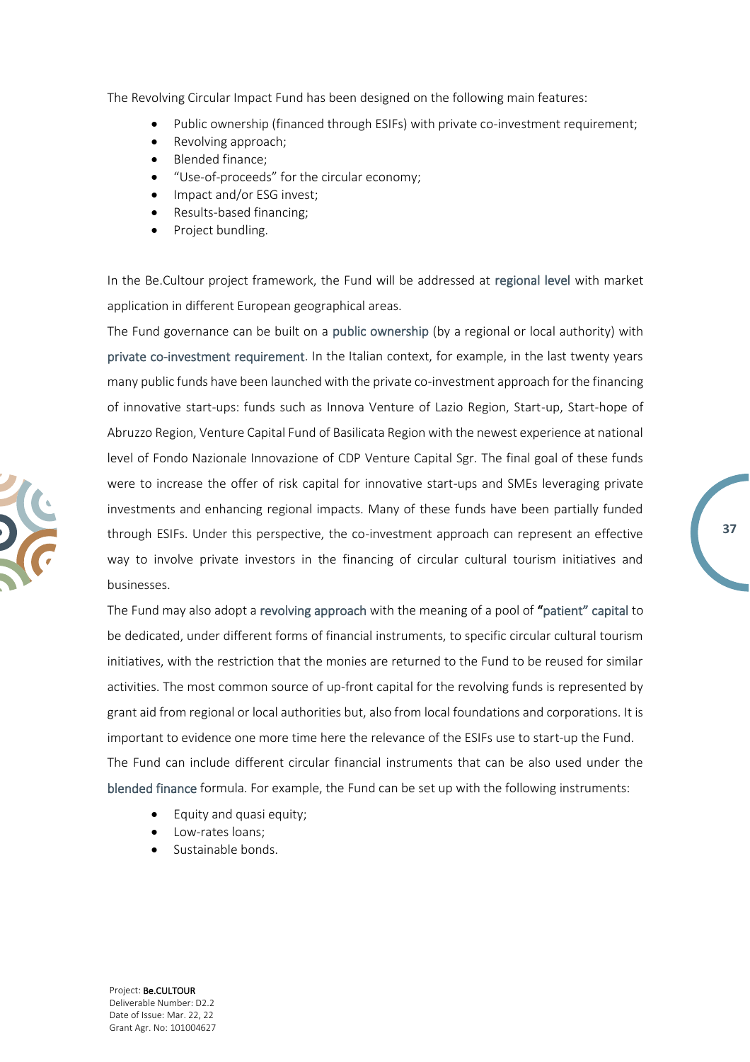The Revolving Circular Impact Fund has been designed on the following main features:

- Public ownership (financed through ESIFs) with private co-investment requirement;
- Revolving approach;
- Blended finance;
- "Use-of-proceeds" for the circular economy;
- Impact and/or ESG invest;
- Results-based financing;
- Project bundling.

In the Be.Cultour project framework, the Fund will be addressed at regional level with market application in different European geographical areas.

The Fund governance can be built on a public ownership (by a regional or local authority) with private co-investment requirement. In the Italian context, for example, in the last twenty years many public funds have been launched with the private co-investment approach for the financing of innovative start-ups: funds such as Innova Venture of Lazio Region, Start-up, Start-hope of Abruzzo Region, Venture Capital Fund of Basilicata Region with the newest experience at national level of Fondo Nazionale Innovazione of CDP Venture Capital Sgr. The final goal of these funds were to increase the offer of risk capital for innovative start-ups and SMEs leveraging private investments and enhancing regional impacts. Many of these funds have been partially funded through ESIFs. Under this perspective, the co-investment approach can represent an effective way to involve private investors in the financing of circular cultural tourism initiatives and businesses.

The Fund may also adopt a revolving approach with the meaning of a pool of **"**patient" capital to be dedicated, under different forms of financial instruments, to specific circular cultural tourism initiatives, with the restriction that the monies are returned to the Fund to be reused for similar activities. The most common source of up-front capital for the revolving funds is represented by grant aid from regional or local authorities but, also from local foundations and corporations. It is important to evidence one more time here the relevance of the ESIFs use to start-up the Fund.

The Fund can include different circular financial instruments that can be also used under the blended finance formula. For example, the Fund can be set up with the following instruments:

- Equity and quasi equity;
- Low-rates loans;
- Sustainable bonds.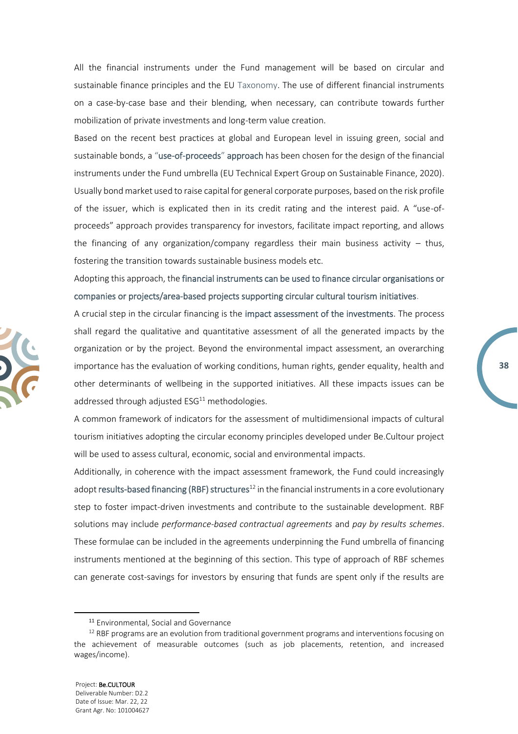All the financial instruments under the Fund management will be based on circular and sustainable finance principles and the EU Taxonomy. The use of different financial instruments on a case-by-case base and their blending, when necessary, can contribute towards further mobilization of private investments and long-term value creation.

Based on the recent best practices at global and European level in issuing green, social and sustainable bonds, a "use-of-proceeds" approach has been chosen for the design of the financial instruments under the Fund umbrella (EU Technical Expert Group on Sustainable Finance, 2020). Usually bond market used to raise capital for general corporate purposes, based on the risk profile of the issuer, which is explicated then in its credit rating and the interest paid. A "use-of-proceeds" approach provides transparency for investors, facilitate impact reporting, and allows the financing of any organization/company regardless their main business activity – thus, fostering the transition towards sustainable business models etc.

Adopting this approach, the financial instruments can be used to finance circular organisations or companies or projects/area-based projects supporting circular cultural tourism initiatives.

A crucial step in the circular financing is the impact assessment of the investments. The process shall regard the qualitative and quantitative assessment of all the generated impacts by the organization or by the project. Beyond the environmental impact assessment, an overarching importance has the evaluation of working conditions, human rights, gender equality, health and other determinants of wellbeing in the supported initiatives. All these impacts issues can be addressed through adjusted ESG[11] methodologies.

A common framework of indicators for the assessment of multidimensional impacts of cultural tourism initiatives adopting the circular economy principles developed under Be.Cultour project will be used to assess cultural, economic, social and environmental impacts.

Additionally, in coherence with the impact assessment framework, the Fund could increasingly adopt results-based financing (RBF) structures[12] in the financial instruments in a core evolutionary step to foster impact-driven investments and contribute to the sustainable development. RBF solutions may include *performance-based contractual agreements* and *pay by results schemes*. These formulae can be included in the agreements underpinning the Fund umbrella of financing instruments mentioned at the beginning of this section. This type of approach of RBF schemes can generate cost-savings for investors by ensuring that funds are spent only if the results are

[11] Environmental, Social and Governance

[12] RBF programs are an evolution from traditional government programs and interventions focusing on the achievement of measurable outcomes (such as job placements, retention, and increased wages/income).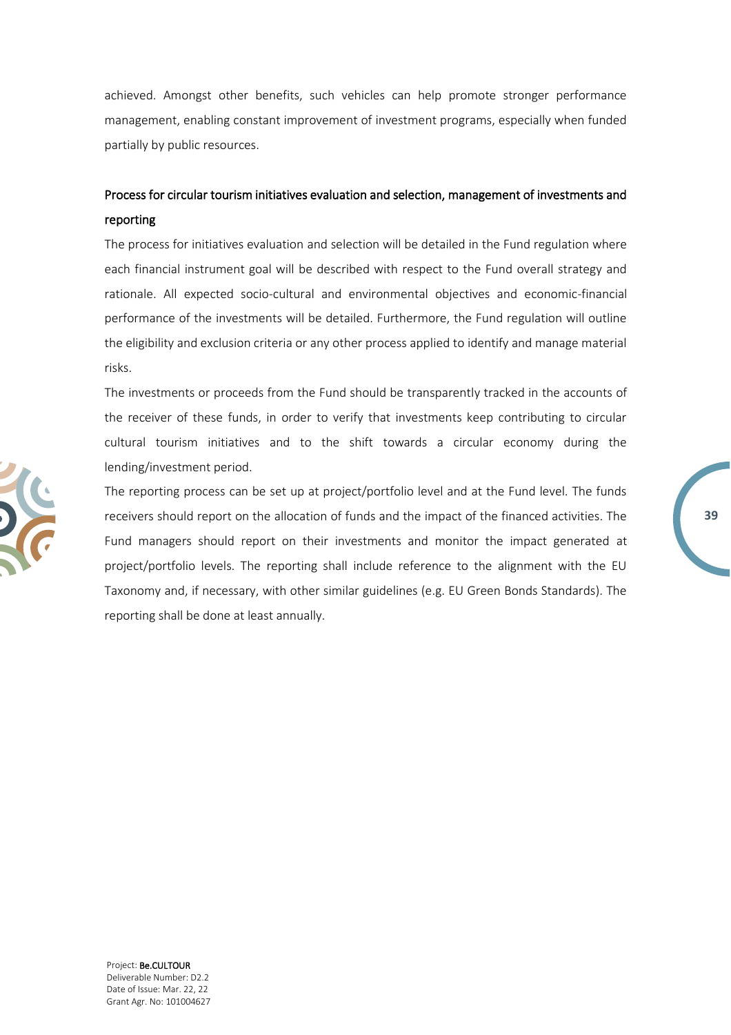achieved. Amongst other benefits, such vehicles can help promote stronger performance management, enabling constant improvement of investment programs, especially when funded partially by public resources.

### Process for circular tourism initiatives evaluation and selection, management of investments and reporting

The process for initiatives evaluation and selection will be detailed in the Fund regulation where each financial instrument goal will be described with respect to the Fund overall strategy and rationale. All expected socio-cultural and environmental objectives and economic-financial performance of the investments will be detailed. Furthermore, the Fund regulation will outline the eligibility and exclusion criteria or any other process applied to identify and manage material risks.

The investments or proceeds from the Fund should be transparently tracked in the accounts of the receiver of these funds, in order to verify that investments keep contributing to circular cultural tourism initiatives and to the shift towards a circular economy during the lending/investment period.

The reporting process can be set up at project/portfolio level and at the Fund level. The funds receivers should report on the allocation of funds and the impact of the financed activities. The Fund managers should report on their investments and monitor the impact generated at project/portfolio levels. The reporting shall include reference to the alignment with the EU Taxonomy and, if necessary, with other similar guidelines (e.g. EU Green Bonds Standards). The reporting shall be done at least annually.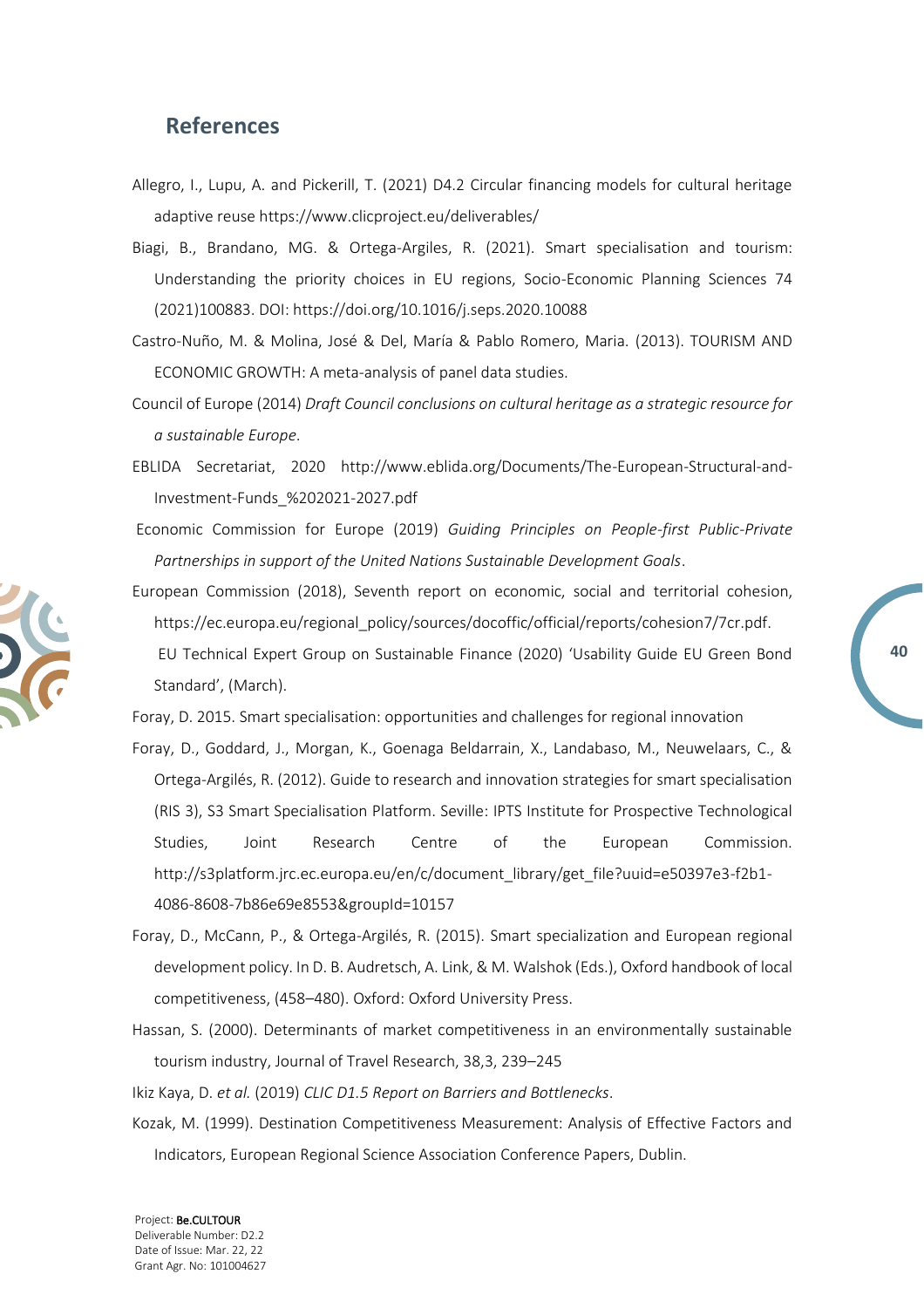## References

Allegro, I., Lupu, A. and Pickerill, T. (2021) D4.2 Circular financing models for cultural heritage adaptive reuse https://www.clicproject.eu/deliverables/

Biagi, B., Brandano, MG. & Ortega-Argiles, R. (2021). Smart specialisation and tourism: Understanding the priority choices in EU regions, Socio-Economic Planning Sciences 74 (2021)100883. DOI: https://doi.org/10.1016/j.seps.2020.10088

Castro-Nuño, M. & Molina, José & Del, María & Pablo Romero, Maria. (2013). TOURISM AND ECONOMIC GROWTH: A meta-analysis of panel data studies.

Council of Europe (2014) *Draft Council conclusions on cultural heritage as a strategic resource for a sustainable Europe*.

EBLIDA Secretariat, 2020 http://www.eblida.org/Documents/The-European-Structural-and-Investment-Funds_%202021-2027.pdf

Economic Commission for Europe (2019) *Guiding Principles on People-first Public-Private Partnerships in support of the United Nations Sustainable Development Goals*.

European Commission (2018), Seventh report on economic, social and territorial cohesion, https://ec.europa.eu/regional_policy/sources/docoffic/official/reports/cohesion7/7cr.pdf.

EU Technical Expert Group on Sustainable Finance (2020) 'Usability Guide EU Green Bond Standard', (March).

Foray, D. 2015. Smart specialisation: opportunities and challenges for regional innovation

Foray, D., Goddard, J., Morgan, K., Goenaga Beldarrain, X., Landabaso, M., Neuwelaars, C., & Ortega-Argilés, R. (2012). Guide to research and innovation strategies for smart specialisation (RIS 3), S3 Smart Specialisation Platform. Seville: IPTS Institute for Prospective Technological Studies, Joint Research Centre of the European Commission. http://s3platform.jrc.ec.europa.eu/en/c/document_library/get_file?uuid=e50397e3-f2b1-4086-8608-7b86e69e8553&groupId=10157

Foray, D., McCann, P., & Ortega-Argilés, R. (2015). Smart specialization and European regional development policy. In D. B. Audretsch, A. Link, & M. Walshok (Eds.), Oxford handbook of local competitiveness, (458–480). Oxford: Oxford University Press.

Hassan, S. (2000). Determinants of market competitiveness in an environmentally sustainable tourism industry, Journal of Travel Research, 38,3, 239–245

Ikiz Kaya, D. *et al.* (2019) *CLIC D1.5 Report on Barriers and Bottlenecks*.

Kozak, M. (1999). Destination Competitiveness Measurement: Analysis of Effective Factors and Indicators, European Regional Science Association Conference Papers, Dublin.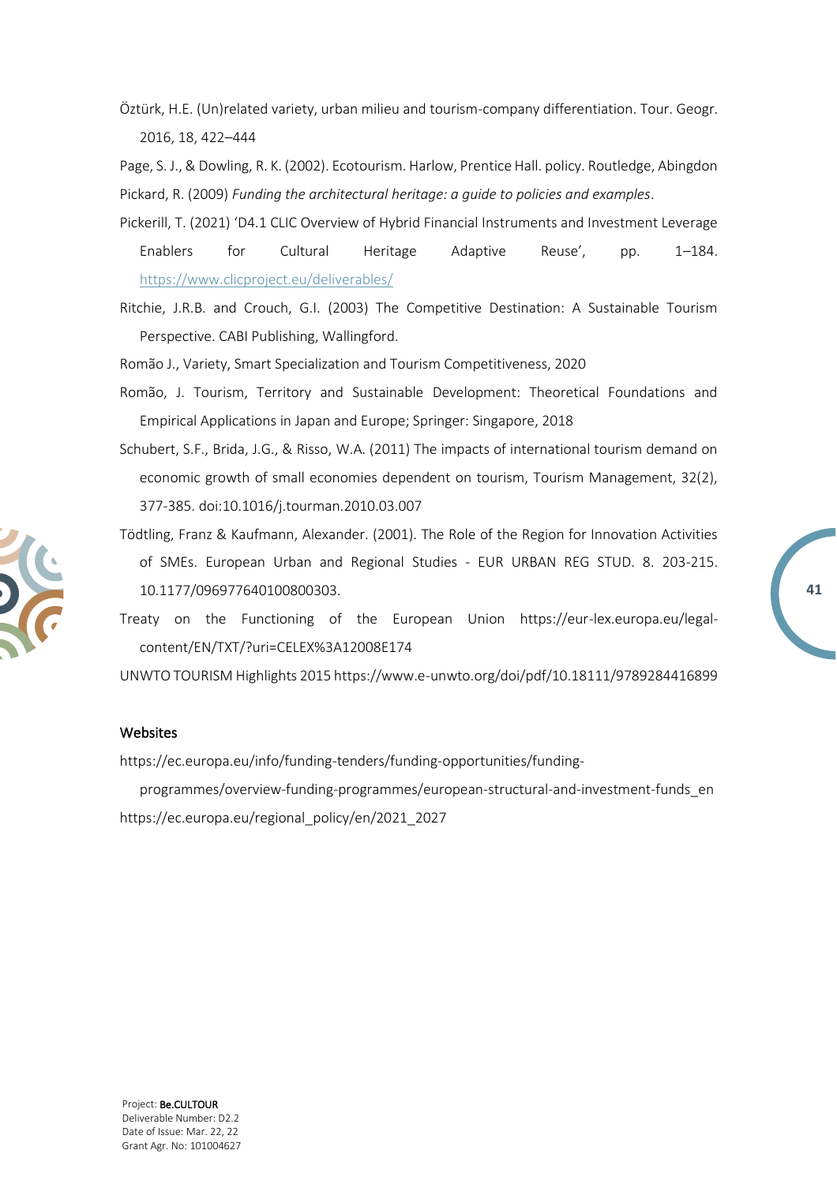Öztürk, H.E. (Un)related variety, urban milieu and tourism-company differentiation. Tour. Geogr. 2016, 18, 422–444

Page, S. J., & Dowling, R. K. (2002). Ecotourism. Harlow, Prentice Hall. policy. Routledge, Abingdon

Pickard, R. (2009) *Funding the architectural heritage: a guide to policies and examples*.

Pickerill, T. (2021) 'D4.1 CLIC Overview of Hybrid Financial Instruments and Investment Leverage Enablers for Cultural Heritage Adaptive Reuse', pp. 1–184. https://www.clicproject.eu/deliverables/

Ritchie, J.R.B. and Crouch, G.I. (2003) The Competitive Destination: A Sustainable Tourism Perspective. CABI Publishing, Wallingford.

Romão J., Variety, Smart Specialization and Tourism Competitiveness, 2020

Romão, J. Tourism, Territory and Sustainable Development: Theoretical Foundations and Empirical Applications in Japan and Europe; Springer: Singapore, 2018

Schubert, S.F., Brida, J.G., & Risso, W.A. (2011) The impacts of international tourism demand on economic growth of small economies dependent on tourism, Tourism Management, 32(2), 377-385. doi:10.1016/j.tourman.2010.03.007

Tödtling, Franz & Kaufmann, Alexander. (2001). The Role of the Region for Innovation Activities of SMEs. European Urban and Regional Studies - EUR URBAN REG STUD. 8. 203-215. 10.1177/096977640100800303.

Treaty on the Functioning of the European Union https://eur-lex.europa.eu/legal-content/EN/TXT/?uri=CELEX%3A12008E174

UNWTO TOURISM Highlights 2015 https://www.e-unwto.org/doi/pdf/10.18111/9789284416899

## Websites

https://ec.europa.eu/info/funding-tenders/funding-opportunities/funding-programmes/overview-funding-programmes/european-structural-and-investment-funds_en

https://ec.europa.eu/regional_policy/en/2021_2027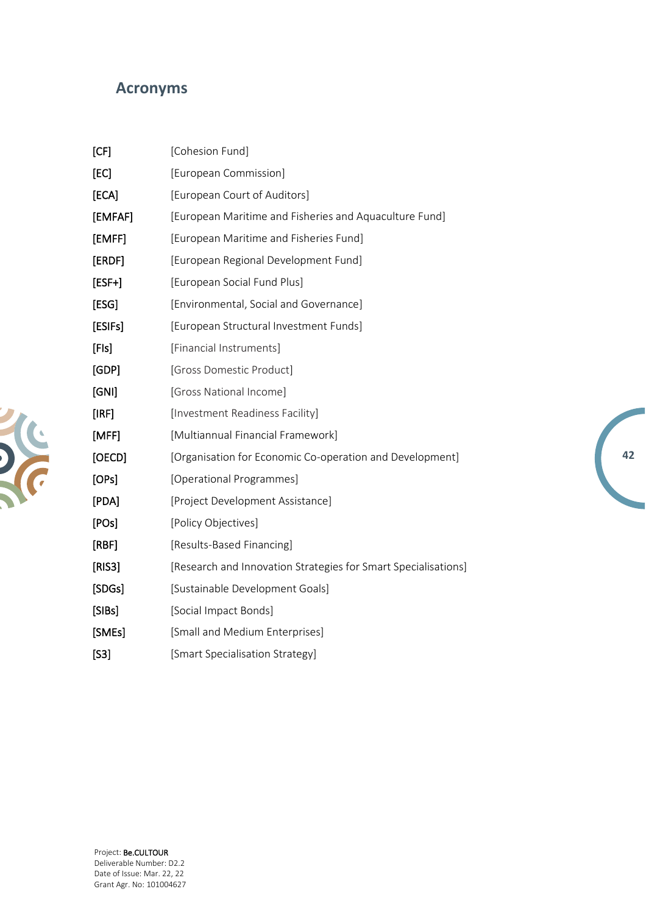## Acronyms

| | |
|---|---|
| [CF] | [Cohesion Fund] |
| [EC] | [European Commission] |
| [ECA] | [European Court of Auditors] |
| [EMFAF] | [European Maritime and Fisheries and Aquaculture Fund] |
| [EMFF] | [European Maritime and Fisheries Fund] |
| [ERDF] | [European Regional Development Fund] |
| [ESF+] | [European Social Fund Plus] |
| [ESG] | [Environmental, Social and Governance] |
| [ESIFs] | [European Structural Investment Funds] |
| [FIs] | [Financial Instruments] |
| [GDP] | [Gross Domestic Product] |
| [GNI] | [Gross National Income] |
| [IRF] | [Investment Readiness Facility] |
| [MFF] | [Multiannual Financial Framework] |
| [OECD] | [Organisation for Economic Co-operation and Development] |
| [OPs] | [Operational Programmes] |
| [PDA] | [Project Development Assistance] |
| [POs] | [Policy Objectives] |
| [RBF] | [Results-Based Financing] |
| [RIS3] | [Research and Innovation Strategies for Smart Specialisations] |
| [SDGs] | [Sustainable Development Goals] |
| [SIBs] | [Social Impact Bonds] |
| [SMEs] | [Small and Medium Enterprises] |
| [S3] | [Smart Specialisation Strategy] |